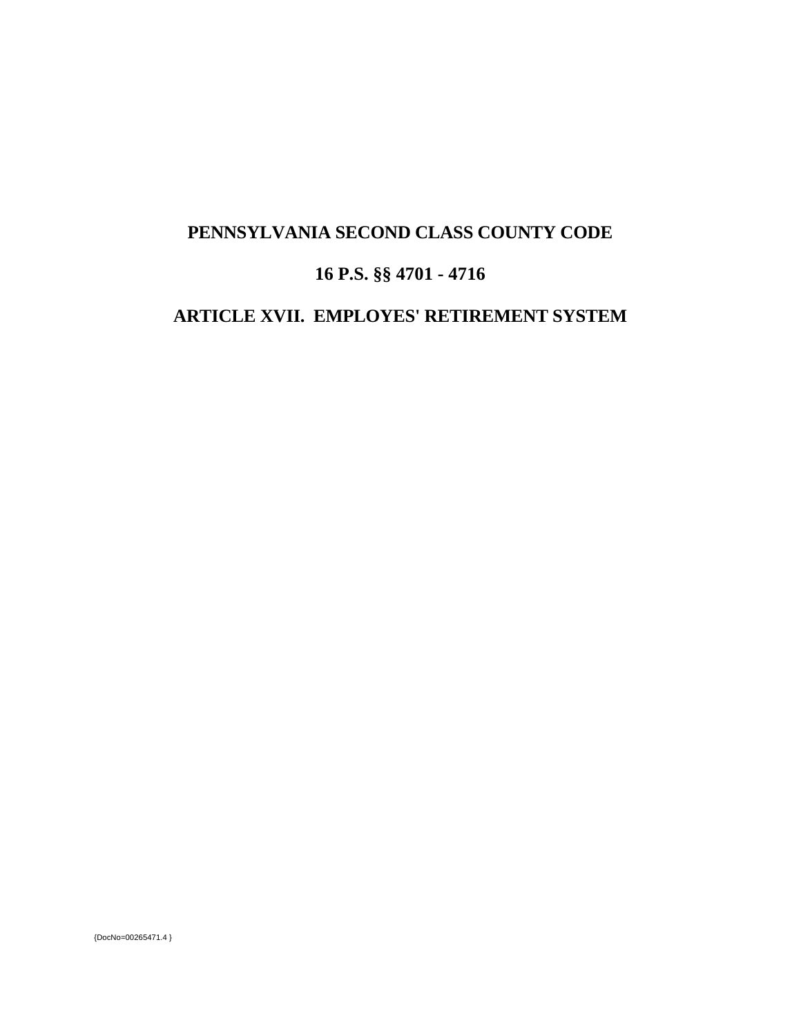# PENNSYLVANIA SECOND CLASS COUNTY CODE

# 16 P.S. §§ 4701 - 4716

# ARTICLE XVII. EMPLOYES' RETIREMENT SYSTEM

{DocNo=00265471.4 }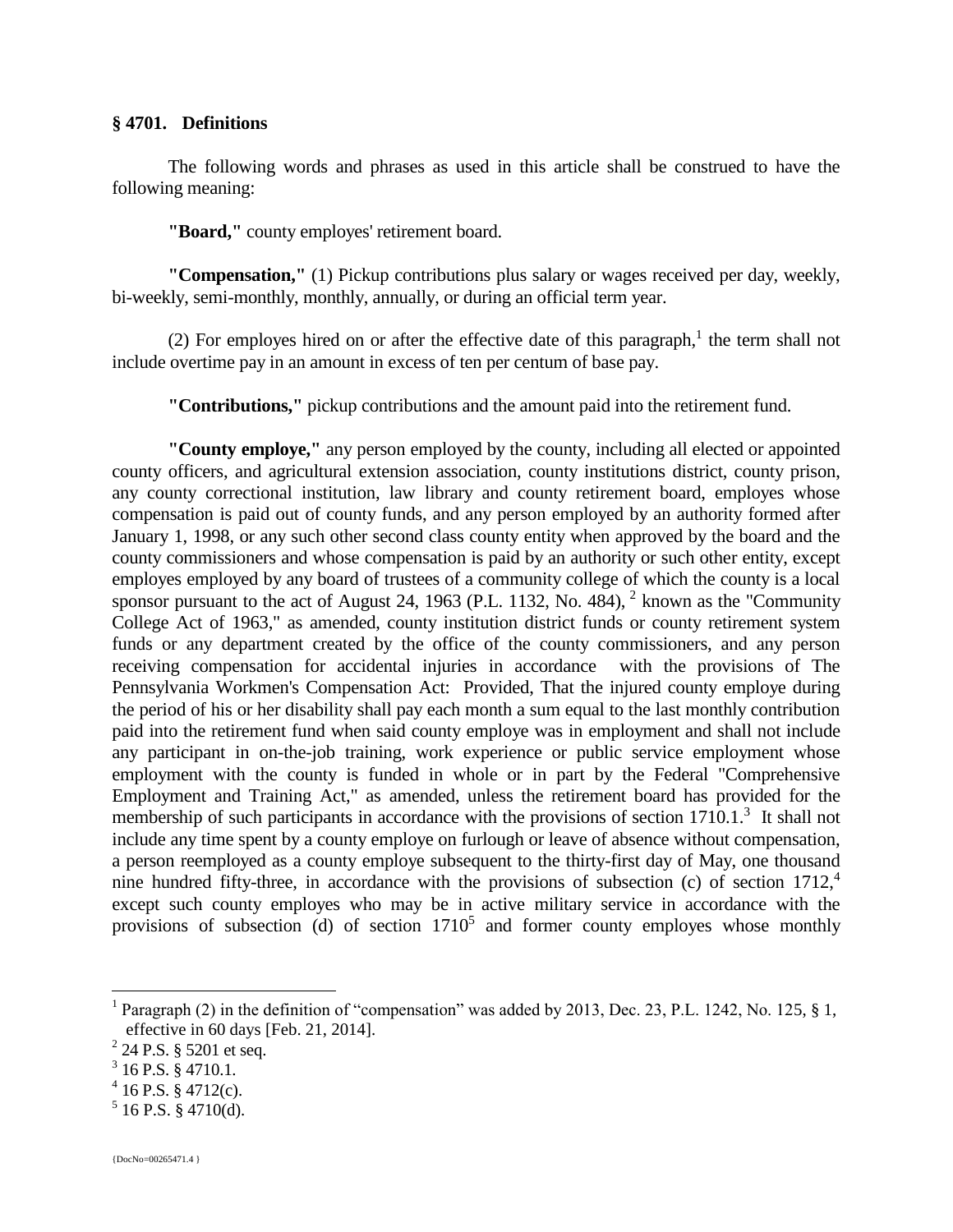**§ 4701. Definitions**

The following words and phrases as used in this article shall be construed to have the following meaning:

**"Board,"** county employes' retirement board.

**"Compensation,"** (1) Pickup contributions plus salary or wages received per day, weekly, bi-weekly, semi-monthly, monthly, annually, or during an official term year.

(2) For employes hired on or after the effective date of this paragraph,[1] the term shall not include overtime pay in an amount in excess of ten per centum of base pay.

**"Contributions,"** pickup contributions and the amount paid into the retirement fund.

**"County employe,"** any person employed by the county, including all elected or appointed county officers, and agricultural extension association, county institutions district, county prison, any county correctional institution, law library and county retirement board, employes whose compensation is paid out of county funds, and any person employed by an authority formed after January 1, 1998, or any such other second class county entity when approved by the board and the county commissioners and whose compensation is paid by an authority or such other entity, except employes employed by any board of trustees of a community college of which the county is a local sponsor pursuant to the act of August 24, 1963 (P.L. 1132, No. 484), [2] known as the "Community College Act of 1963," as amended, county institution district funds or county retirement system funds or any department created by the office of the county commissioners, and any person receiving compensation for accidental injuries in accordance with the provisions of The Pennsylvania Workmen's Compensation Act: Provided, That the injured county employe during the period of his or her disability shall pay each month a sum equal to the last monthly contribution paid into the retirement fund when said county employe was in employment and shall not include any participant in on-the-job training, work experience or public service employment whose employment with the county is funded in whole or in part by the Federal "Comprehensive Employment and Training Act," as amended, unless the retirement board has provided for the membership of such participants in accordance with the provisions of section 1710.1.[3] It shall not include any time spent by a county employe on furlough or leave of absence without compensation, a person reemployed as a county employe subsequent to the thirty-first day of May, one thousand nine hundred fifty-three, in accordance with the provisions of subsection (c) of section 1712,[4] except such county employes who may be in active military service in accordance with the provisions of subsection (d) of section 1710[5] and former county employes whose monthly

---

[1] Paragraph (2) in the definition of "compensation" was added by 2013, Dec. 23, P.L. 1242, No. 125, § 1, effective in 60 days [Feb. 21, 2014].

[2] 24 P.S. § 5201 et seq.

[3] 16 P.S. § 4710.1.

[4] 16 P.S. § 4712(c).

[5] 16 P.S. § 4710(d).

{DocNo=00265471.4 }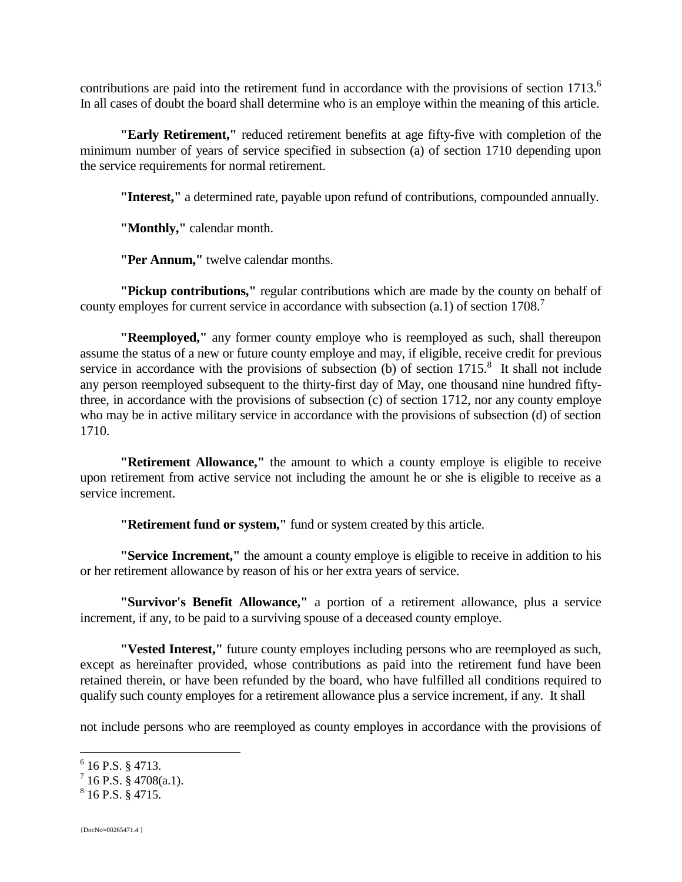contributions are paid into the retirement fund in accordance with the provisions of section 1713.[6] In all cases of doubt the board shall determine who is an employe within the meaning of this article.

**"Early Retirement,"** reduced retirement benefits at age fifty-five with completion of the minimum number of years of service specified in subsection (a) of section 1710 depending upon the service requirements for normal retirement.

**"Interest,"** a determined rate, payable upon refund of contributions, compounded annually.

**"Monthly,"** calendar month.

**"Per Annum,"** twelve calendar months.

**"Pickup contributions,"** regular contributions which are made by the county on behalf of county employes for current service in accordance with subsection (a.1) of section 1708.[7]

**"Reemployed,"** any former county employe who is reemployed as such, shall thereupon assume the status of a new or future county employe and may, if eligible, receive credit for previous service in accordance with the provisions of subsection (b) of section 1715.[8] It shall not include any person reemployed subsequent to the thirty-first day of May, one thousand nine hundred fifty-three, in accordance with the provisions of subsection (c) of section 1712, nor any county employe who may be in active military service in accordance with the provisions of subsection (d) of section 1710.

**"Retirement Allowance,"** the amount to which a county employe is eligible to receive upon retirement from active service not including the amount he or she is eligible to receive as a service increment.

**"Retirement fund or system,"** fund or system created by this article.

**"Service Increment,"** the amount a county employe is eligible to receive in addition to his or her retirement allowance by reason of his or her extra years of service.

**"Survivor's Benefit Allowance,"** a portion of a retirement allowance, plus a service increment, if any, to be paid to a surviving spouse of a deceased county employe.

**"Vested Interest,"** future county employes including persons who are reemployed as such, except as hereinafter provided, whose contributions as paid into the retirement fund have been retained therein, or have been refunded by the board, who have fulfilled all conditions required to qualify such county employes for a retirement allowance plus a service increment, if any. It shall not include persons who are reemployed as county employes in accordance with the provisions of

---

[6] 16 P.S. § 4713.

[7] 16 P.S. § 4708(a.1).

[8] 16 P.S. § 4715.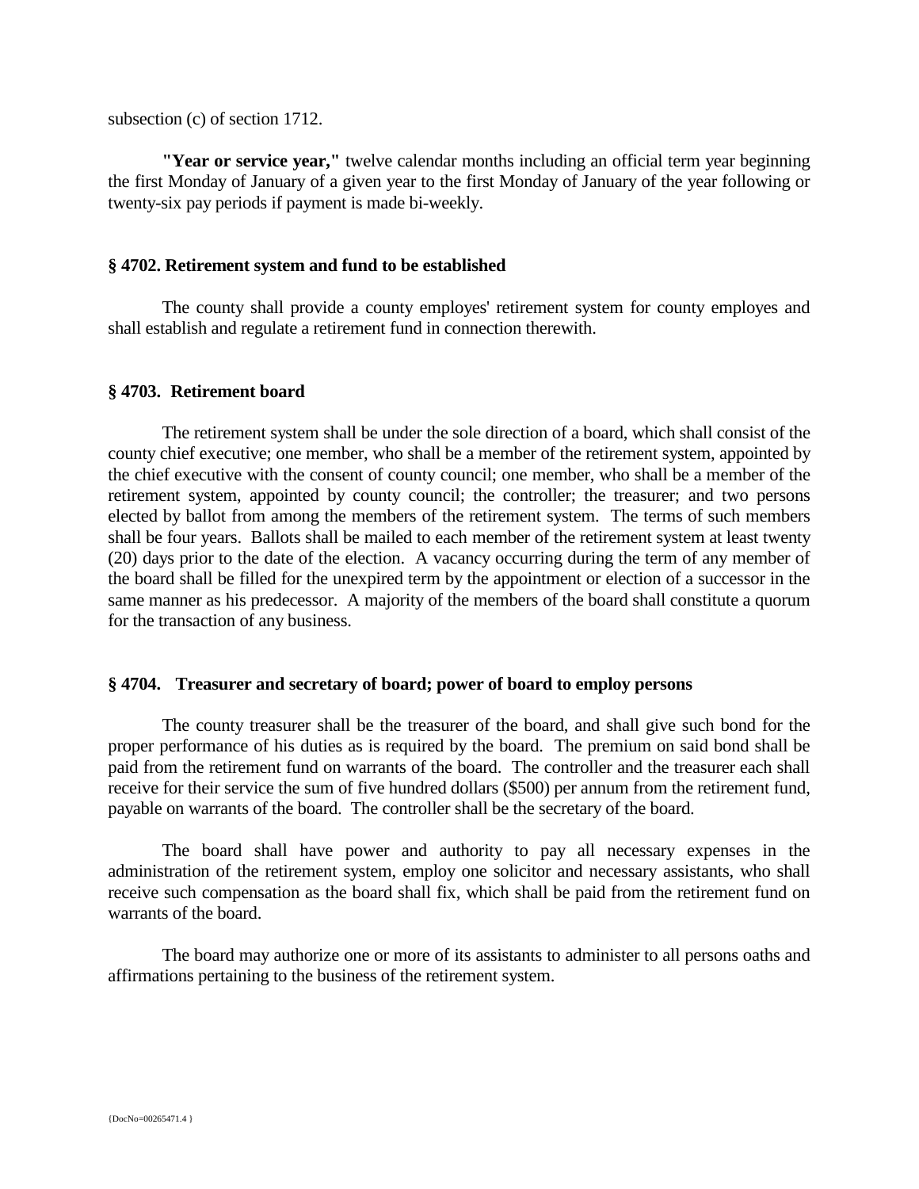subsection (c) of section 1712.

**"Year or service year,"** twelve calendar months including an official term year beginning the first Monday of January of a given year to the first Monday of January of the year following or twenty-six pay periods if payment is made bi-weekly.

### § 4702. Retirement system and fund to be established

The county shall provide a county employes' retirement system for county employes and shall establish and regulate a retirement fund in connection therewith.

### § 4703. Retirement board

The retirement system shall be under the sole direction of a board, which shall consist of the county chief executive; one member, who shall be a member of the retirement system, appointed by the chief executive with the consent of county council; one member, who shall be a member of the retirement system, appointed by county council; the controller; the treasurer; and two persons elected by ballot from among the members of the retirement system. The terms of such members shall be four years. Ballots shall be mailed to each member of the retirement system at least twenty (20) days prior to the date of the election. A vacancy occurring during the term of any member of the board shall be filled for the unexpired term by the appointment or election of a successor in the same manner as his predecessor. A majority of the members of the board shall constitute a quorum for the transaction of any business.

### § 4704. Treasurer and secretary of board; power of board to employ persons

The county treasurer shall be the treasurer of the board, and shall give such bond for the proper performance of his duties as is required by the board. The premium on said bond shall be paid from the retirement fund on warrants of the board. The controller and the treasurer each shall receive for their service the sum of five hundred dollars ($500) per annum from the retirement fund, payable on warrants of the board. The controller shall be the secretary of the board.

The board shall have power and authority to pay all necessary expenses in the administration of the retirement system, employ one solicitor and necessary assistants, who shall receive such compensation as the board shall fix, which shall be paid from the retirement fund on warrants of the board.

The board may authorize one or more of its assistants to administer to all persons oaths and affirmations pertaining to the business of the retirement system.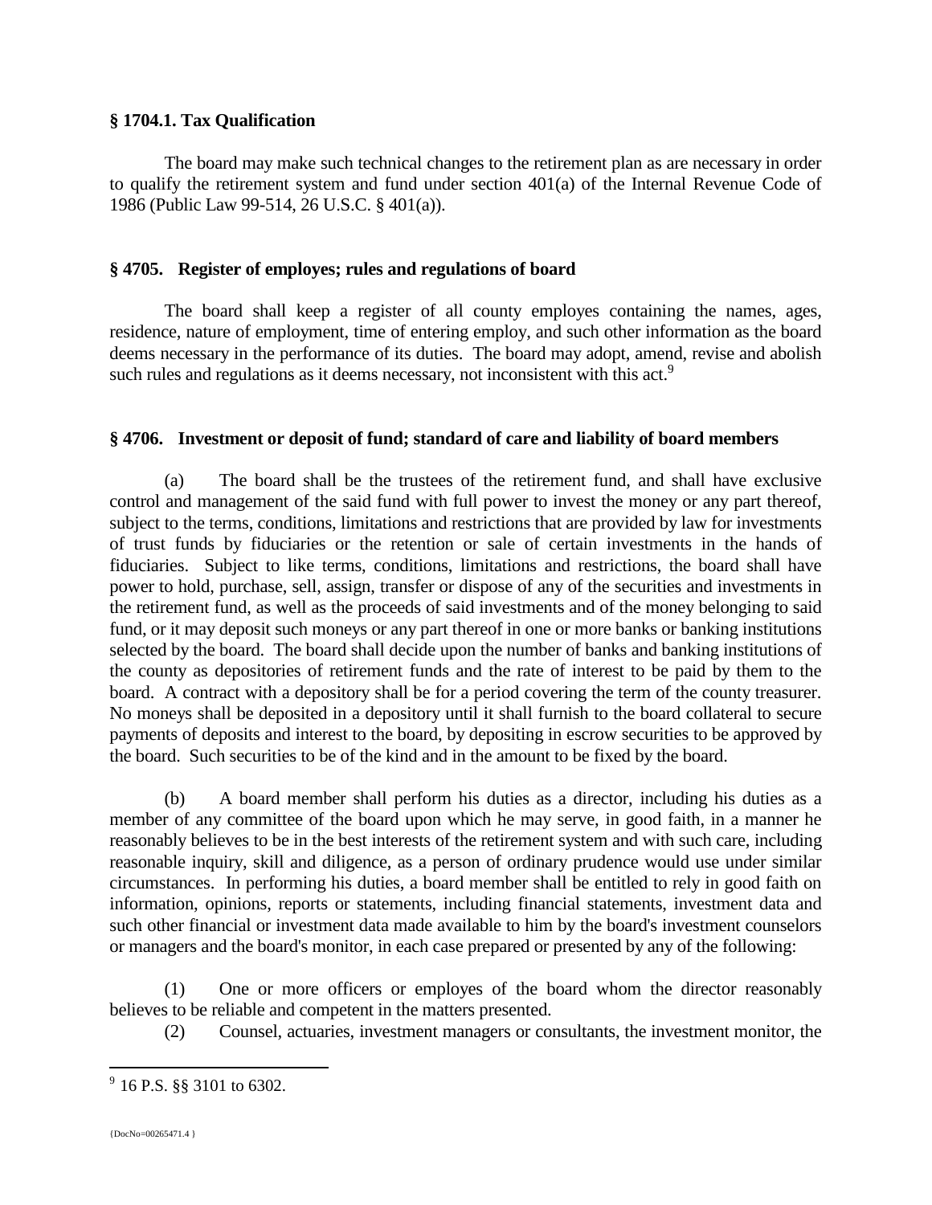**§ 1704.1. Tax Qualification**

The board may make such technical changes to the retirement plan as are necessary in order to qualify the retirement system and fund under section 401(a) of the Internal Revenue Code of 1986 (Public Law 99-514, 26 U.S.C. § 401(a)).

**§ 4705. Register of employes; rules and regulations of board**

The board shall keep a register of all county employes containing the names, ages, residence, nature of employment, time of entering employ, and such other information as the board deems necessary in the performance of its duties. The board may adopt, amend, revise and abolish such rules and regulations as it deems necessary, not inconsistent with this act.[9]

**§ 4706. Investment or deposit of fund; standard of care and liability of board members**

(a) The board shall be the trustees of the retirement fund, and shall have exclusive control and management of the said fund with full power to invest the money or any part thereof, subject to the terms, conditions, limitations and restrictions that are provided by law for investments of trust funds by fiduciaries or the retention or sale of certain investments in the hands of fiduciaries. Subject to like terms, conditions, limitations and restrictions, the board shall have power to hold, purchase, sell, assign, transfer or dispose of any of the securities and investments in the retirement fund, as well as the proceeds of said investments and of the money belonging to said fund, or it may deposit such moneys or any part thereof in one or more banks or banking institutions selected by the board. The board shall decide upon the number of banks and banking institutions of the county as depositories of retirement funds and the rate of interest to be paid by them to the board. A contract with a depository shall be for a period covering the term of the county treasurer. No moneys shall be deposited in a depository until it shall furnish to the board collateral to secure payments of deposits and interest to the board, by depositing in escrow securities to be approved by the board. Such securities to be of the kind and in the amount to be fixed by the board.

(b) A board member shall perform his duties as a director, including his duties as a member of any committee of the board upon which he may serve, in good faith, in a manner he reasonably believes to be in the best interests of the retirement system and with such care, including reasonable inquiry, skill and diligence, as a person of ordinary prudence would use under similar circumstances. In performing his duties, a board member shall be entitled to rely in good faith on information, opinions, reports or statements, including financial statements, investment data and such other financial or investment data made available to him by the board's investment counselors or managers and the board's monitor, in each case prepared or presented by any of the following:

(1) One or more officers or employes of the board whom the director reasonably believes to be reliable and competent in the matters presented.

(2) Counsel, actuaries, investment managers or consultants, the investment monitor, the

[9] 16 P.S. §§ 3101 to 6302.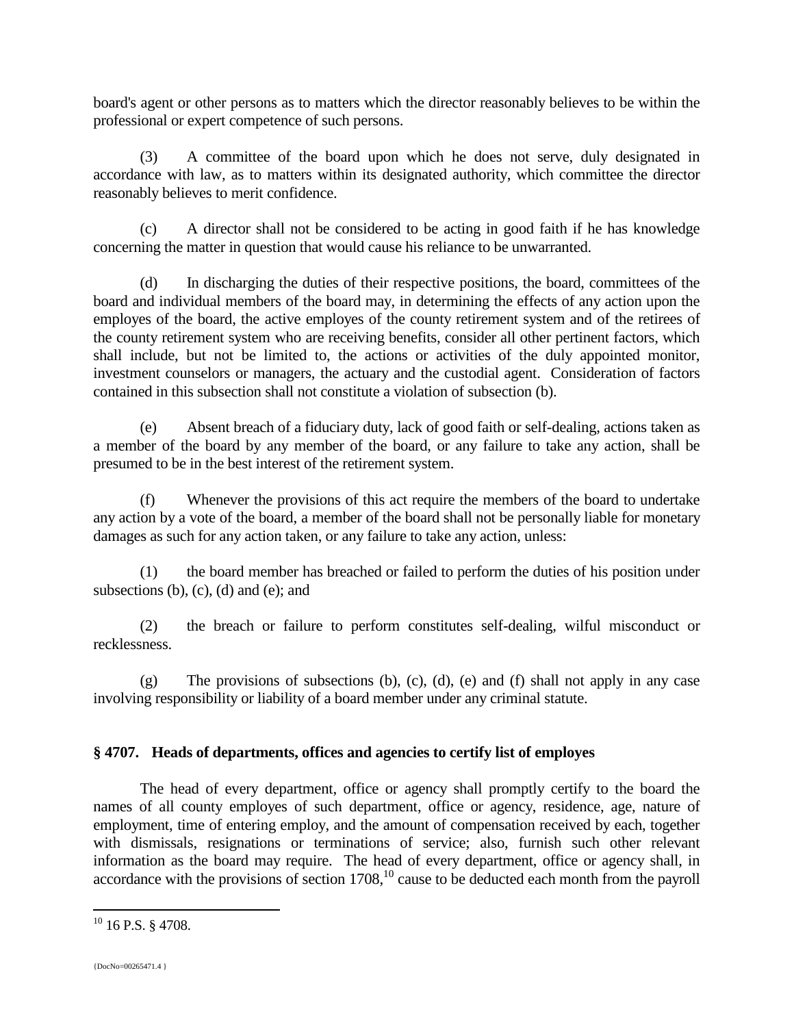board's agent or other persons as to matters which the director reasonably believes to be within the professional or expert competence of such persons.

(3) A committee of the board upon which he does not serve, duly designated in accordance with law, as to matters within its designated authority, which committee the director reasonably believes to merit confidence.

(c) A director shall not be considered to be acting in good faith if he has knowledge concerning the matter in question that would cause his reliance to be unwarranted.

(d) In discharging the duties of their respective positions, the board, committees of the board and individual members of the board may, in determining the effects of any action upon the employes of the board, the active employes of the county retirement system and of the retirees of the county retirement system who are receiving benefits, consider all other pertinent factors, which shall include, but not be limited to, the actions or activities of the duly appointed monitor, investment counselors or managers, the actuary and the custodial agent. Consideration of factors contained in this subsection shall not constitute a violation of subsection (b).

(e) Absent breach of a fiduciary duty, lack of good faith or self-dealing, actions taken as a member of the board by any member of the board, or any failure to take any action, shall be presumed to be in the best interest of the retirement system.

(f) Whenever the provisions of this act require the members of the board to undertake any action by a vote of the board, a member of the board shall not be personally liable for monetary damages as such for any action taken, or any failure to take any action, unless:

(1) the board member has breached or failed to perform the duties of his position under subsections (b), (c), (d) and (e); and

(2) the breach or failure to perform constitutes self-dealing, wilful misconduct or recklessness.

(g) The provisions of subsections (b), (c), (d), (e) and (f) shall not apply in any case involving responsibility or liability of a board member under any criminal statute.

### § 4707. Heads of departments, offices and agencies to certify list of employes

The head of every department, office or agency shall promptly certify to the board the names of all county employes of such department, office or agency, residence, age, nature of employment, time of entering employ, and the amount of compensation received by each, together with dismissals, resignations or terminations of service; also, furnish such other relevant information as the board may require. The head of every department, office or agency shall, in accordance with the provisions of section 1708,[10] cause to be deducted each month from the payroll

[10] 16 P.S. § 4708.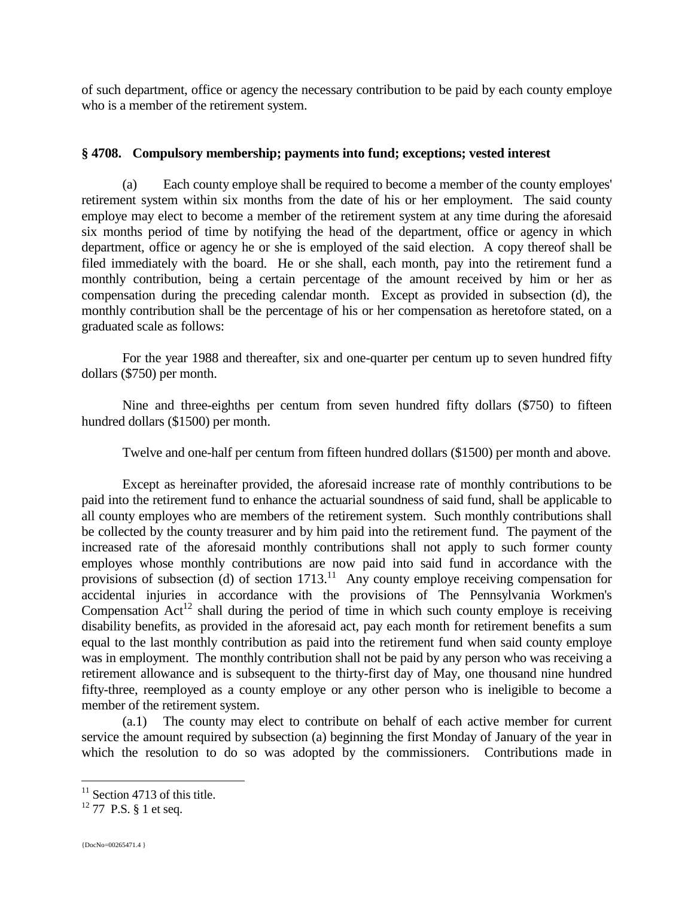of such department, office or agency the necessary contribution to be paid by each county employe who is a member of the retirement system.

### § 4708. Compulsory membership; payments into fund; exceptions; vested interest

(a) Each county employe shall be required to become a member of the county employes' retirement system within six months from the date of his or her employment. The said county employe may elect to become a member of the retirement system at any time during the aforesaid six months period of time by notifying the head of the department, office or agency in which department, office or agency he or she is employed of the said election. A copy thereof shall be filed immediately with the board. He or she shall, each month, pay into the retirement fund a monthly contribution, being a certain percentage of the amount received by him or her as compensation during the preceding calendar month. Except as provided in subsection (d), the monthly contribution shall be the percentage of his or her compensation as heretofore stated, on a graduated scale as follows:

For the year 1988 and thereafter, six and one-quarter per centum up to seven hundred fifty dollars ($750) per month.

Nine and three-eighths per centum from seven hundred fifty dollars ($750) to fifteen hundred dollars ($1500) per month.

Twelve and one-half per centum from fifteen hundred dollars ($1500) per month and above.

Except as hereinafter provided, the aforesaid increase rate of monthly contributions to be paid into the retirement fund to enhance the actuarial soundness of said fund, shall be applicable to all county employes who are members of the retirement system. Such monthly contributions shall be collected by the county treasurer and by him paid into the retirement fund. The payment of the increased rate of the aforesaid monthly contributions shall not apply to such former county employes whose monthly contributions are now paid into said fund in accordance with the provisions of subsection (d) of section 1713.[11] Any county employe receiving compensation for accidental injuries in accordance with the provisions of The Pennsylvania Workmen's Compensation Act[12] shall during the period of time in which such county employe is receiving disability benefits, as provided in the aforesaid act, pay each month for retirement benefits a sum equal to the last monthly contribution as paid into the retirement fund when said county employe was in employment. The monthly contribution shall not be paid by any person who was receiving a retirement allowance and is subsequent to the thirty-first day of May, one thousand nine hundred fifty-three, reemployed as a county employe or any other person who is ineligible to become a member of the retirement system.

(a.1) The county may elect to contribute on behalf of each active member for current service the amount required by subsection (a) beginning the first Monday of January of the year in which the resolution to do so was adopted by the commissioners. Contributions made in

---

[11] Section 4713 of this title.

[12] 77 P.S. § 1 et seq.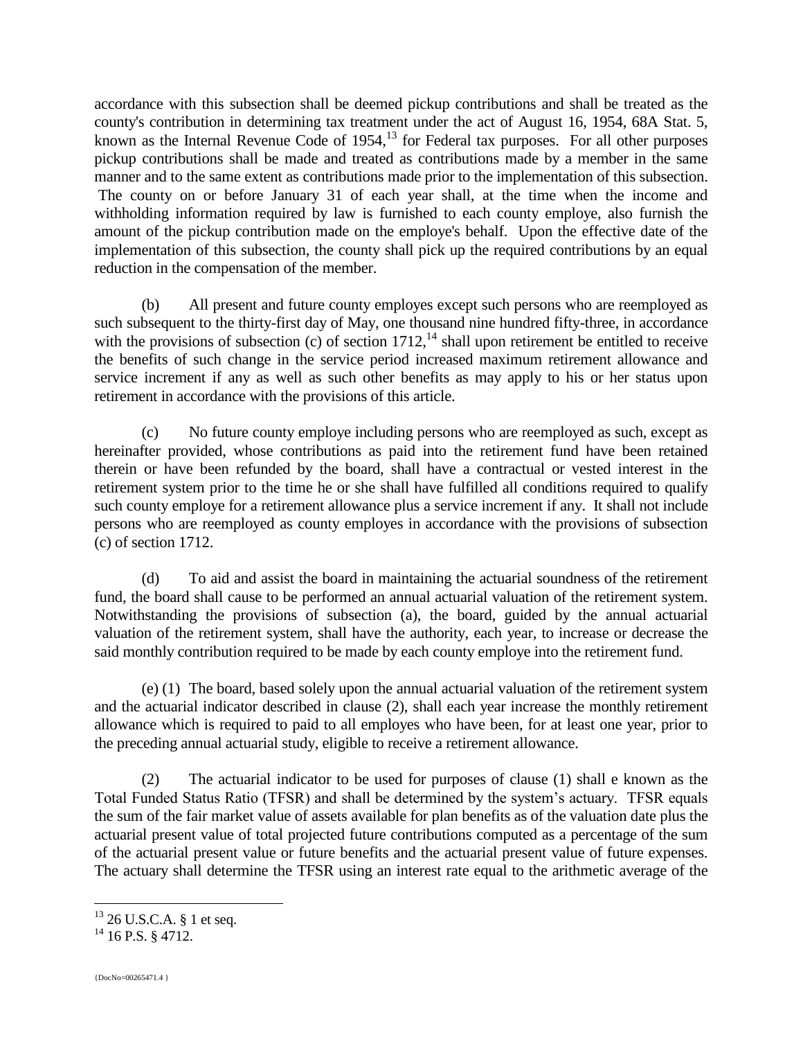accordance with this subsection shall be deemed pickup contributions and shall be treated as the county's contribution in determining tax treatment under the act of August 16, 1954, 68A Stat. 5, known as the Internal Revenue Code of 1954,[13] for Federal tax purposes. For all other purposes pickup contributions shall be made and treated as contributions made by a member in the same manner and to the same extent as contributions made prior to the implementation of this subsection. The county on or before January 31 of each year shall, at the time when the income and withholding information required by law is furnished to each county employe, also furnish the amount of the pickup contribution made on the employe's behalf. Upon the effective date of the implementation of this subsection, the county shall pick up the required contributions by an equal reduction in the compensation of the member.

(b) All present and future county employes except such persons who are reemployed as such subsequent to the thirty-first day of May, one thousand nine hundred fifty-three, in accordance with the provisions of subsection (c) of section 1712,[14] shall upon retirement be entitled to receive the benefits of such change in the service period increased maximum retirement allowance and service increment if any as well as such other benefits as may apply to his or her status upon retirement in accordance with the provisions of this article.

(c) No future county employe including persons who are reemployed as such, except as hereinafter provided, whose contributions as paid into the retirement fund have been retained therein or have been refunded by the board, shall have a contractual or vested interest in the retirement system prior to the time he or she shall have fulfilled all conditions required to qualify such county employe for a retirement allowance plus a service increment if any. It shall not include persons who are reemployed as county employes in accordance with the provisions of subsection (c) of section 1712.

(d) To aid and assist the board in maintaining the actuarial soundness of the retirement fund, the board shall cause to be performed an annual actuarial valuation of the retirement system. Notwithstanding the provisions of subsection (a), the board, guided by the annual actuarial valuation of the retirement system, shall have the authority, each year, to increase or decrease the said monthly contribution required to be made by each county employe into the retirement fund.

(e) (1) The board, based solely upon the annual actuarial valuation of the retirement system and the actuarial indicator described in clause (2), shall each year increase the monthly retirement allowance which is required to paid to all employes who have been, for at least one year, prior to the preceding annual actuarial study, eligible to receive a retirement allowance.

(2) The actuarial indicator to be used for purposes of clause (1) shall e known as the Total Funded Status Ratio (TFSR) and shall be determined by the system's actuary. TFSR equals the sum of the fair market value of assets available for plan benefits as of the valuation date plus the actuarial present value of total projected future contributions computed as a percentage of the sum of the actuarial present value or future benefits and the actuarial present value of future expenses. The actuary shall determine the TFSR using an interest rate equal to the arithmetic average of the

[13] 26 U.S.C.A. § 1 et seq.

[14] 16 P.S. § 4712.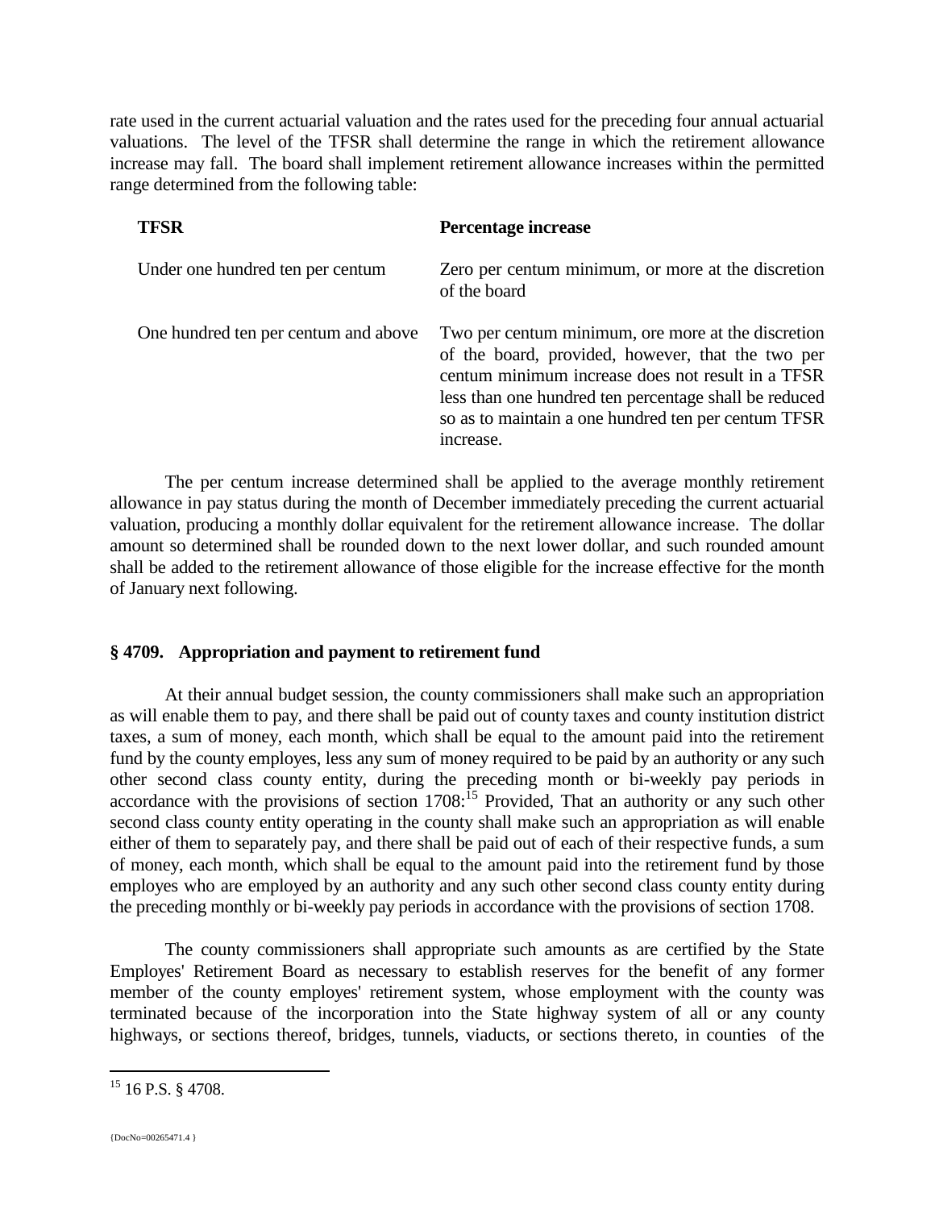rate used in the current actuarial valuation and the rates used for the preceding four annual actuarial valuations. The level of the TFSR shall determine the range in which the retirement allowance increase may fall. The board shall implement retirement allowance increases within the permitted range determined from the following table:

| TFSR | Percentage increase |
|---|---|
| Under one hundred ten per centum | Zero per centum minimum, or more at the discretion of the board |
| One hundred ten per centum and above | Two per centum minimum, ore more at the discretion of the board, provided, however, that the two per centum minimum increase does not result in a TFSR less than one hundred ten percentage shall be reduced so as to maintain a one hundred ten per centum TFSR increase. |

The per centum increase determined shall be applied to the average monthly retirement allowance in pay status during the month of December immediately preceding the current actuarial valuation, producing a monthly dollar equivalent for the retirement allowance increase. The dollar amount so determined shall be rounded down to the next lower dollar, and such rounded amount shall be added to the retirement allowance of those eligible for the increase effective for the month of January next following.

### § 4709. Appropriation and payment to retirement fund

At their annual budget session, the county commissioners shall make such an appropriation as will enable them to pay, and there shall be paid out of county taxes and county institution district taxes, a sum of money, each month, which shall be equal to the amount paid into the retirement fund by the county employes, less any sum of money required to be paid by an authority or any such other second class county entity, during the preceding month or bi-weekly pay periods in accordance with the provisions of section 1708:[15] Provided, That an authority or any such other second class county entity operating in the county shall make such an appropriation as will enable either of them to separately pay, and there shall be paid out of each of their respective funds, a sum of money, each month, which shall be equal to the amount paid into the retirement fund by those employes who are employed by an authority and any such other second class county entity during the preceding monthly or bi-weekly pay periods in accordance with the provisions of section 1708.

The county commissioners shall appropriate such amounts as are certified by the State Employes' Retirement Board as necessary to establish reserves for the benefit of any former member of the county employes' retirement system, whose employment with the county was terminated because of the incorporation into the State highway system of all or any county highways, or sections thereof, bridges, tunnels, viaducts, or sections thereto, in counties of the

[15] 16 P.S. § 4708.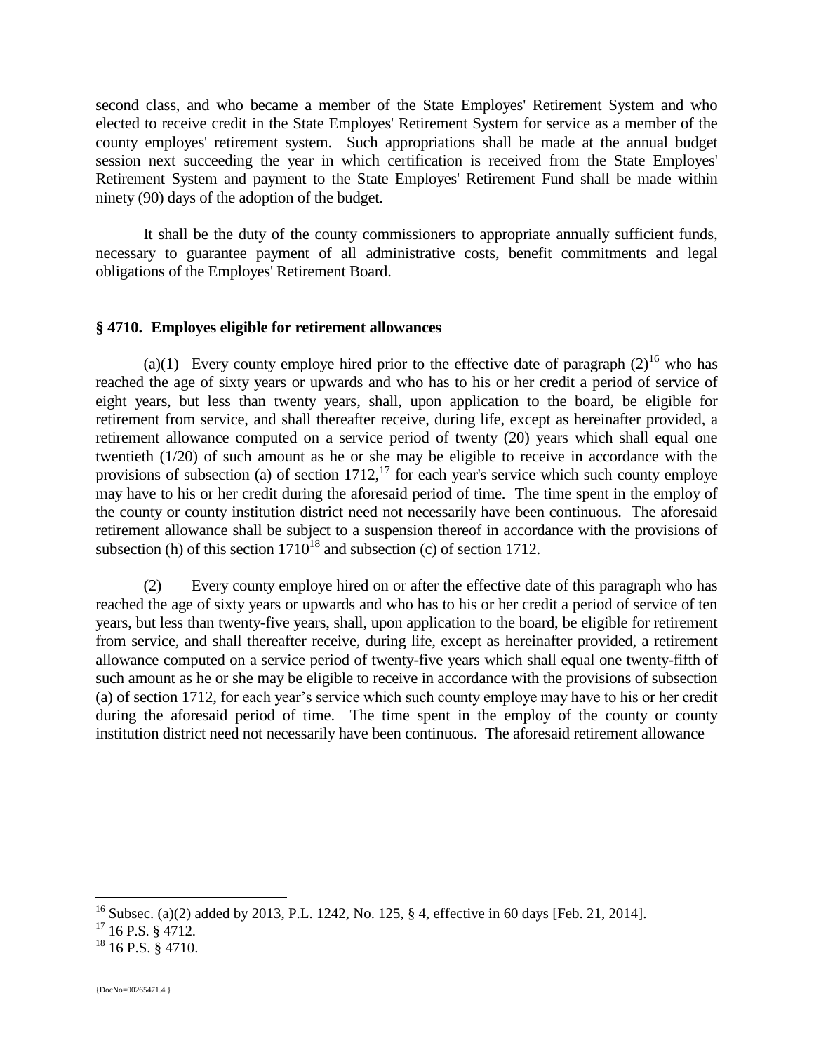second class, and who became a member of the State Employes' Retirement System and who elected to receive credit in the State Employes' Retirement System for service as a member of the county employes' retirement system. Such appropriations shall be made at the annual budget session next succeeding the year in which certification is received from the State Employes' Retirement System and payment to the State Employes' Retirement Fund shall be made within ninety (90) days of the adoption of the budget.

It shall be the duty of the county commissioners to appropriate annually sufficient funds, necessary to guarantee payment of all administrative costs, benefit commitments and legal obligations of the Employes' Retirement Board.

### § 4710. Employes eligible for retirement allowances

(a)(1) Every county employe hired prior to the effective date of paragraph (2)[16] who has reached the age of sixty years or upwards and who has to his or her credit a period of service of eight years, but less than twenty years, shall, upon application to the board, be eligible for retirement from service, and shall thereafter receive, during life, except as hereinafter provided, a retirement allowance computed on a service period of twenty (20) years which shall equal one twentieth (1/20) of such amount as he or she may be eligible to receive in accordance with the provisions of subsection (a) of section 1712,[17] for each year's service which such county employe may have to his or her credit during the aforesaid period of time. The time spent in the employ of the county or county institution district need not necessarily have been continuous. The aforesaid retirement allowance shall be subject to a suspension thereof in accordance with the provisions of subsection (h) of this section 1710[18] and subsection (c) of section 1712.

(2) Every county employe hired on or after the effective date of this paragraph who has reached the age of sixty years or upwards and who has to his or her credit a period of service of ten years, but less than twenty-five years, shall, upon application to the board, be eligible for retirement from service, and shall thereafter receive, during life, except as hereinafter provided, a retirement allowance computed on a service period of twenty-five years which shall equal one twenty-fifth of such amount as he or she may be eligible to receive in accordance with the provisions of subsection (a) of section 1712, for each year's service which such county employe may have to his or her credit during the aforesaid period of time. The time spent in the employ of the county or county institution district need not necessarily have been continuous. The aforesaid retirement allowance

---

[16] Subsec. (a)(2) added by 2013, P.L. 1242, No. 125, § 4, effective in 60 days [Feb. 21, 2014].

[17] 16 P.S. § 4712.

[18] 16 P.S. § 4710.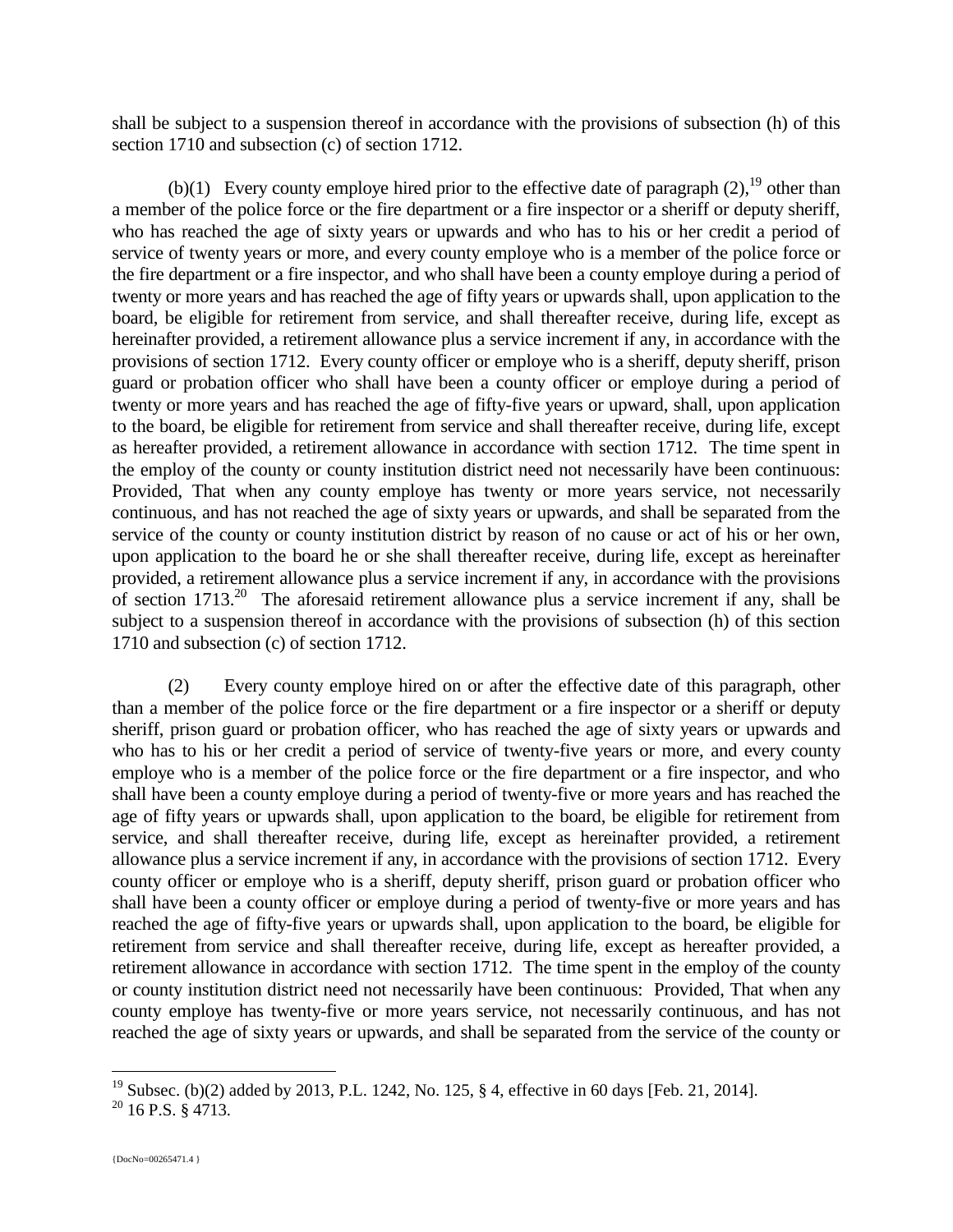shall be subject to a suspension thereof in accordance with the provisions of subsection (h) of this section 1710 and subsection (c) of section 1712.

(b)(1) Every county employe hired prior to the effective date of paragraph (2),[19] other than a member of the police force or the fire department or a fire inspector or a sheriff or deputy sheriff, who has reached the age of sixty years or upwards and who has to his or her credit a period of service of twenty years or more, and every county employe who is a member of the police force or the fire department or a fire inspector, and who shall have been a county employe during a period of twenty or more years and has reached the age of fifty years or upwards shall, upon application to the board, be eligible for retirement from service, and shall thereafter receive, during life, except as hereinafter provided, a retirement allowance plus a service increment if any, in accordance with the provisions of section 1712. Every county officer or employe who is a sheriff, deputy sheriff, prison guard or probation officer who shall have been a county officer or employe during a period of twenty or more years and has reached the age of fifty-five years or upward, shall, upon application to the board, be eligible for retirement from service and shall thereafter receive, during life, except as hereafter provided, a retirement allowance in accordance with section 1712. The time spent in the employ of the county or county institution district need not necessarily have been continuous: Provided, That when any county employe has twenty or more years service, not necessarily continuous, and has not reached the age of sixty years or upwards, and shall be separated from the service of the county or county institution district by reason of no cause or act of his or her own, upon application to the board he or she shall thereafter receive, during life, except as hereinafter provided, a retirement allowance plus a service increment if any, in accordance with the provisions of section 1713.[20] The aforesaid retirement allowance plus a service increment if any, shall be subject to a suspension thereof in accordance with the provisions of subsection (h) of this section 1710 and subsection (c) of section 1712.

(2) Every county employe hired on or after the effective date of this paragraph, other than a member of the police force or the fire department or a fire inspector or a sheriff or deputy sheriff, prison guard or probation officer, who has reached the age of sixty years or upwards and who has to his or her credit a period of service of twenty-five years or more, and every county employe who is a member of the police force or the fire department or a fire inspector, and who shall have been a county employe during a period of twenty-five or more years and has reached the age of fifty years or upwards shall, upon application to the board, be eligible for retirement from service, and shall thereafter receive, during life, except as hereinafter provided, a retirement allowance plus a service increment if any, in accordance with the provisions of section 1712. Every county officer or employe who is a sheriff, deputy sheriff, prison guard or probation officer who shall have been a county officer or employe during a period of twenty-five or more years and has reached the age of fifty-five years or upwards shall, upon application to the board, be eligible for retirement from service and shall thereafter receive, during life, except as hereafter provided, a retirement allowance in accordance with section 1712. The time spent in the employ of the county or county institution district need not necessarily have been continuous: Provided, That when any county employe has twenty-five or more years service, not necessarily continuous, and has not reached the age of sixty years or upwards, and shall be separated from the service of the county or

---

[19] Subsec. (b)(2) added by 2013, P.L. 1242, No. 125, § 4, effective in 60 days [Feb. 21, 2014].

[20] 16 P.S. § 4713.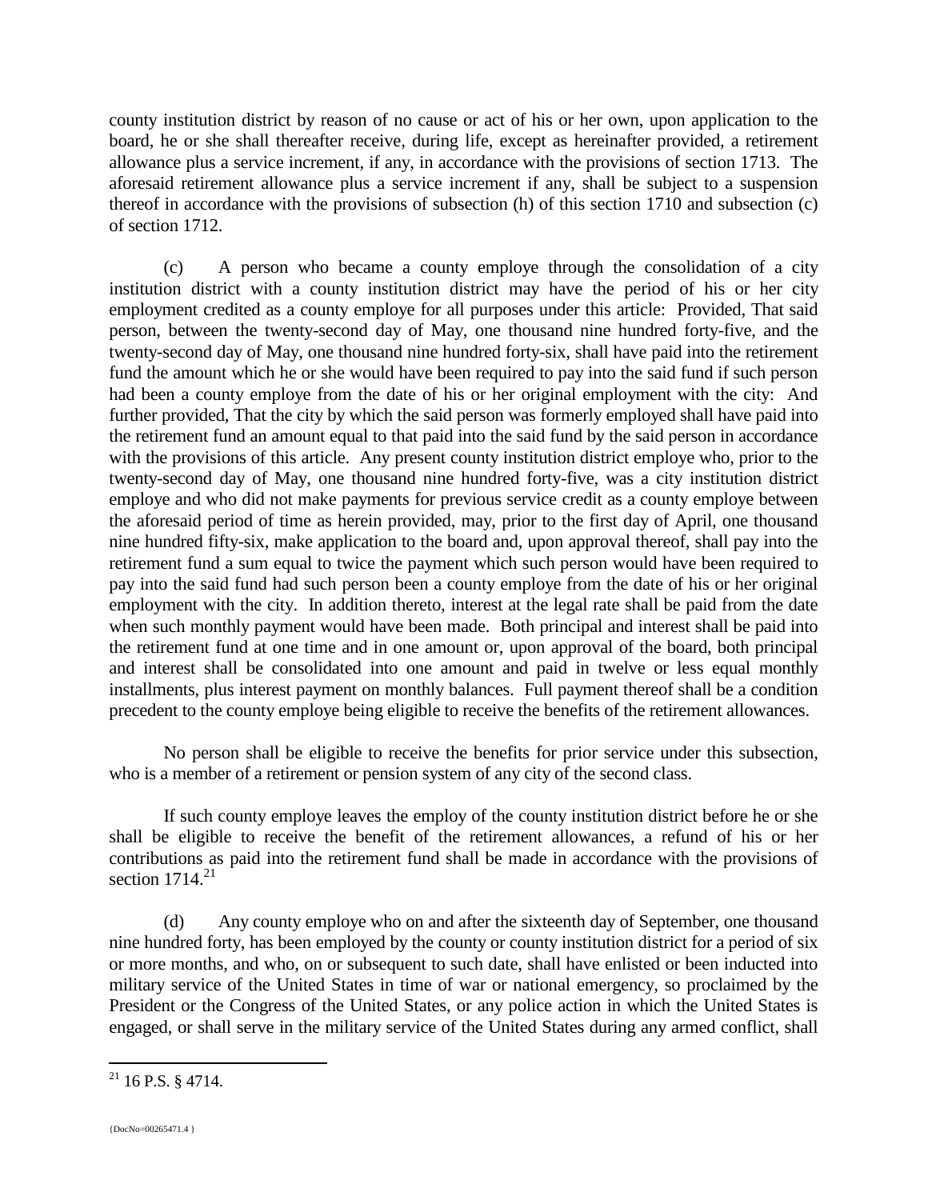county institution district by reason of no cause or act of his or her own, upon application to the board, he or she shall thereafter receive, during life, except as hereinafter provided, a retirement allowance plus a service increment, if any, in accordance with the provisions of section 1713. The aforesaid retirement allowance plus a service increment if any, shall be subject to a suspension thereof in accordance with the provisions of subsection (h) of this section 1710 and subsection (c) of section 1712.

(c) A person who became a county employe through the consolidation of a city institution district with a county institution district may have the period of his or her city employment credited as a county employe for all purposes under this article: Provided, That said person, between the twenty-second day of May, one thousand nine hundred forty-five, and the twenty-second day of May, one thousand nine hundred forty-six, shall have paid into the retirement fund the amount which he or she would have been required to pay into the said fund if such person had been a county employe from the date of his or her original employment with the city: And further provided, That the city by which the said person was formerly employed shall have paid into the retirement fund an amount equal to that paid into the said fund by the said person in accordance with the provisions of this article. Any present county institution district employe who, prior to the twenty-second day of May, one thousand nine hundred forty-five, was a city institution district employe and who did not make payments for previous service credit as a county employe between the aforesaid period of time as herein provided, may, prior to the first day of April, one thousand nine hundred fifty-six, make application to the board and, upon approval thereof, shall pay into the retirement fund a sum equal to twice the payment which such person would have been required to pay into the said fund had such person been a county employe from the date of his or her original employment with the city. In addition thereto, interest at the legal rate shall be paid from the date when such monthly payment would have been made. Both principal and interest shall be paid into the retirement fund at one time and in one amount or, upon approval of the board, both principal and interest shall be consolidated into one amount and paid in twelve or less equal monthly installments, plus interest payment on monthly balances. Full payment thereof shall be a condition precedent to the county employe being eligible to receive the benefits of the retirement allowances.

No person shall be eligible to receive the benefits for prior service under this subsection, who is a member of a retirement or pension system of any city of the second class.

If such county employe leaves the employ of the county institution district before he or she shall be eligible to receive the benefit of the retirement allowances, a refund of his or her contributions as paid into the retirement fund shall be made in accordance with the provisions of section 1714.[21]

(d) Any county employe who on and after the sixteenth day of September, one thousand nine hundred forty, has been employed by the county or county institution district for a period of six or more months, and who, on or subsequent to such date, shall have enlisted or been inducted into military service of the United States in time of war or national emergency, so proclaimed by the President or the Congress of the United States, or any police action in which the United States is engaged, or shall serve in the military service of the United States during any armed conflict, shall

[21] 16 P.S. § 4714.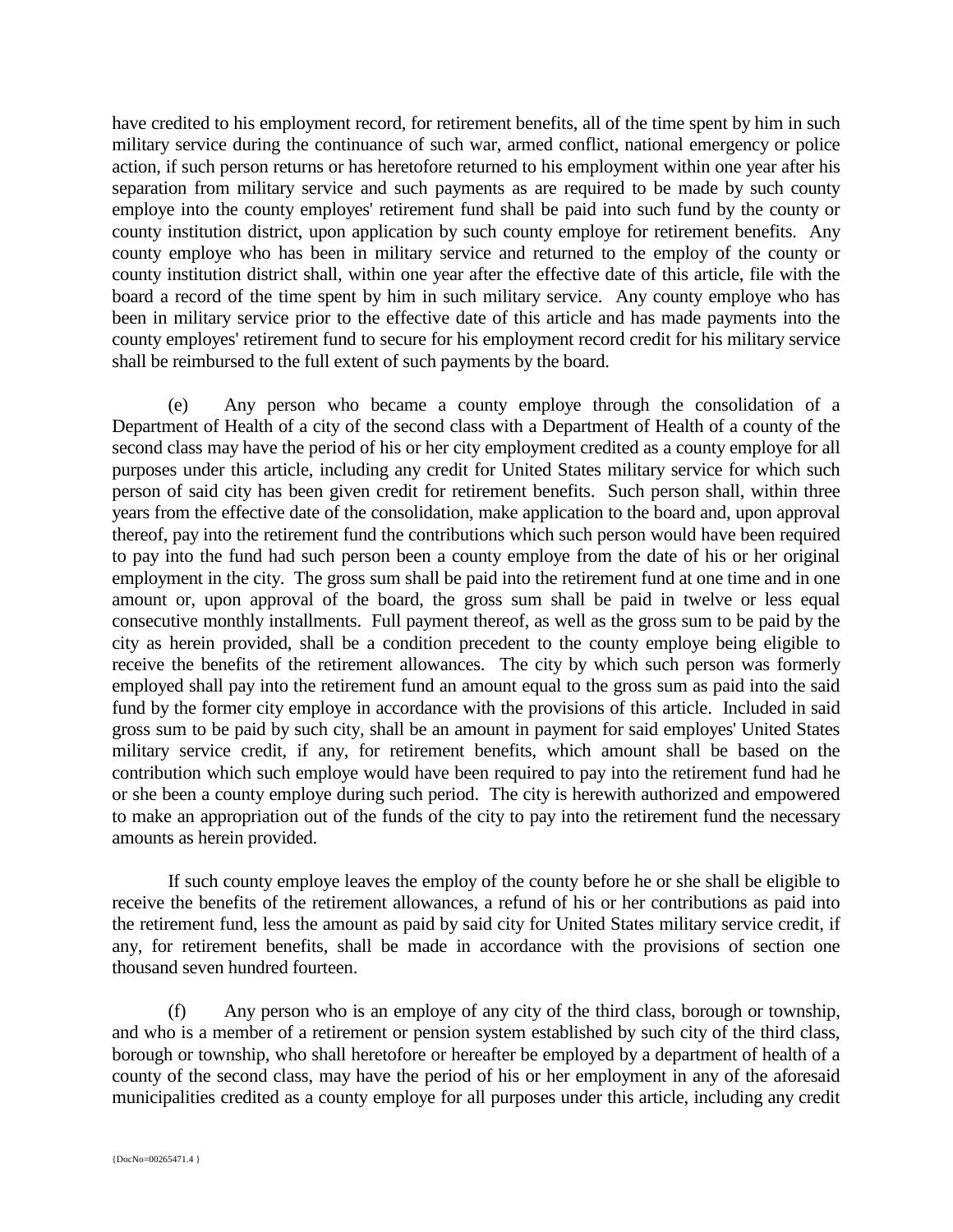have credited to his employment record, for retirement benefits, all of the time spent by him in such military service during the continuance of such war, armed conflict, national emergency or police action, if such person returns or has heretofore returned to his employment within one year after his separation from military service and such payments as are required to be made by such county employe into the county employes' retirement fund shall be paid into such fund by the county or county institution district, upon application by such county employe for retirement benefits. Any county employe who has been in military service and returned to the employ of the county or county institution district shall, within one year after the effective date of this article, file with the board a record of the time spent by him in such military service. Any county employe who has been in military service prior to the effective date of this article and has made payments into the county employes' retirement fund to secure for his employment record credit for his military service shall be reimbursed to the full extent of such payments by the board.

(e) Any person who became a county employe through the consolidation of a Department of Health of a city of the second class with a Department of Health of a county of the second class may have the period of his or her city employment credited as a county employe for all purposes under this article, including any credit for United States military service for which such person of said city has been given credit for retirement benefits. Such person shall, within three years from the effective date of the consolidation, make application to the board and, upon approval thereof, pay into the retirement fund the contributions which such person would have been required to pay into the fund had such person been a county employe from the date of his or her original employment in the city. The gross sum shall be paid into the retirement fund at one time and in one amount or, upon approval of the board, the gross sum shall be paid in twelve or less equal consecutive monthly installments. Full payment thereof, as well as the gross sum to be paid by the city as herein provided, shall be a condition precedent to the county employe being eligible to receive the benefits of the retirement allowances. The city by which such person was formerly employed shall pay into the retirement fund an amount equal to the gross sum as paid into the said fund by the former city employe in accordance with the provisions of this article. Included in said gross sum to be paid by such city, shall be an amount in payment for said employes' United States military service credit, if any, for retirement benefits, which amount shall be based on the contribution which such employe would have been required to pay into the retirement fund had he or she been a county employe during such period. The city is herewith authorized and empowered to make an appropriation out of the funds of the city to pay into the retirement fund the necessary amounts as herein provided.

If such county employe leaves the employ of the county before he or she shall be eligible to receive the benefits of the retirement allowances, a refund of his or her contributions as paid into the retirement fund, less the amount as paid by said city for United States military service credit, if any, for retirement benefits, shall be made in accordance with the provisions of section one thousand seven hundred fourteen.

(f) Any person who is an employe of any city of the third class, borough or township, and who is a member of a retirement or pension system established by such city of the third class, borough or township, who shall heretofore or hereafter be employed by a department of health of a county of the second class, may have the period of his or her employment in any of the aforesaid municipalities credited as a county employe for all purposes under this article, including any credit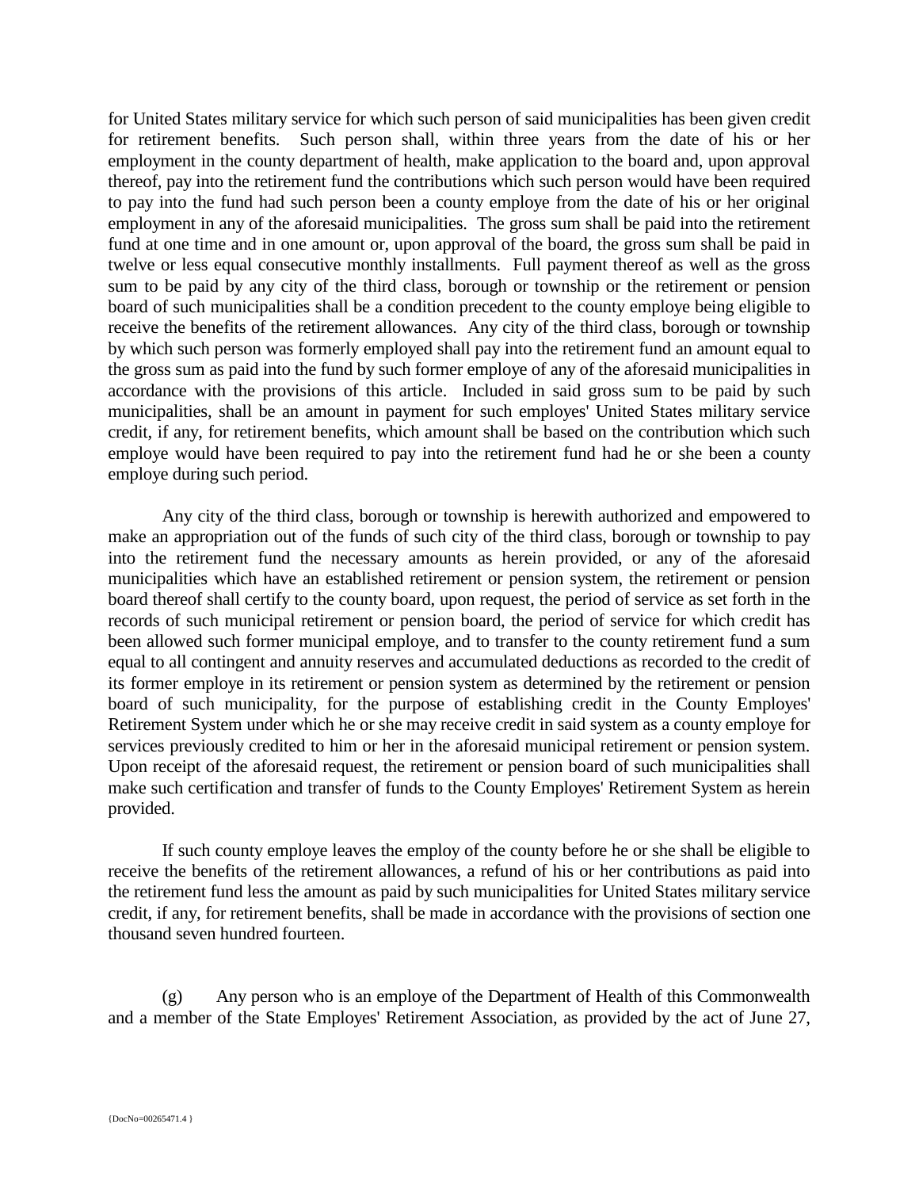for United States military service for which such person of said municipalities has been given credit for retirement benefits. Such person shall, within three years from the date of his or her employment in the county department of health, make application to the board and, upon approval thereof, pay into the retirement fund the contributions which such person would have been required to pay into the fund had such person been a county employe from the date of his or her original employment in any of the aforesaid municipalities. The gross sum shall be paid into the retirement fund at one time and in one amount or, upon approval of the board, the gross sum shall be paid in twelve or less equal consecutive monthly installments. Full payment thereof as well as the gross sum to be paid by any city of the third class, borough or township or the retirement or pension board of such municipalities shall be a condition precedent to the county employe being eligible to receive the benefits of the retirement allowances. Any city of the third class, borough or township by which such person was formerly employed shall pay into the retirement fund an amount equal to the gross sum as paid into the fund by such former employe of any of the aforesaid municipalities in accordance with the provisions of this article. Included in said gross sum to be paid by such municipalities, shall be an amount in payment for such employes' United States military service credit, if any, for retirement benefits, which amount shall be based on the contribution which such employe would have been required to pay into the retirement fund had he or she been a county employe during such period.

Any city of the third class, borough or township is herewith authorized and empowered to make an appropriation out of the funds of such city of the third class, borough or township to pay into the retirement fund the necessary amounts as herein provided, or any of the aforesaid municipalities which have an established retirement or pension system, the retirement or pension board thereof shall certify to the county board, upon request, the period of service as set forth in the records of such municipal retirement or pension board, the period of service for which credit has been allowed such former municipal employe, and to transfer to the county retirement fund a sum equal to all contingent and annuity reserves and accumulated deductions as recorded to the credit of its former employe in its retirement or pension system as determined by the retirement or pension board of such municipality, for the purpose of establishing credit in the County Employes' Retirement System under which he or she may receive credit in said system as a county employe for services previously credited to him or her in the aforesaid municipal retirement or pension system. Upon receipt of the aforesaid request, the retirement or pension board of such municipalities shall make such certification and transfer of funds to the County Employes' Retirement System as herein provided.

If such county employe leaves the employ of the county before he or she shall be eligible to receive the benefits of the retirement allowances, a refund of his or her contributions as paid into the retirement fund less the amount as paid by such municipalities for United States military service credit, if any, for retirement benefits, shall be made in accordance with the provisions of section one thousand seven hundred fourteen.

(g) Any person who is an employe of the Department of Health of this Commonwealth and a member of the State Employes' Retirement Association, as provided by the act of June 27,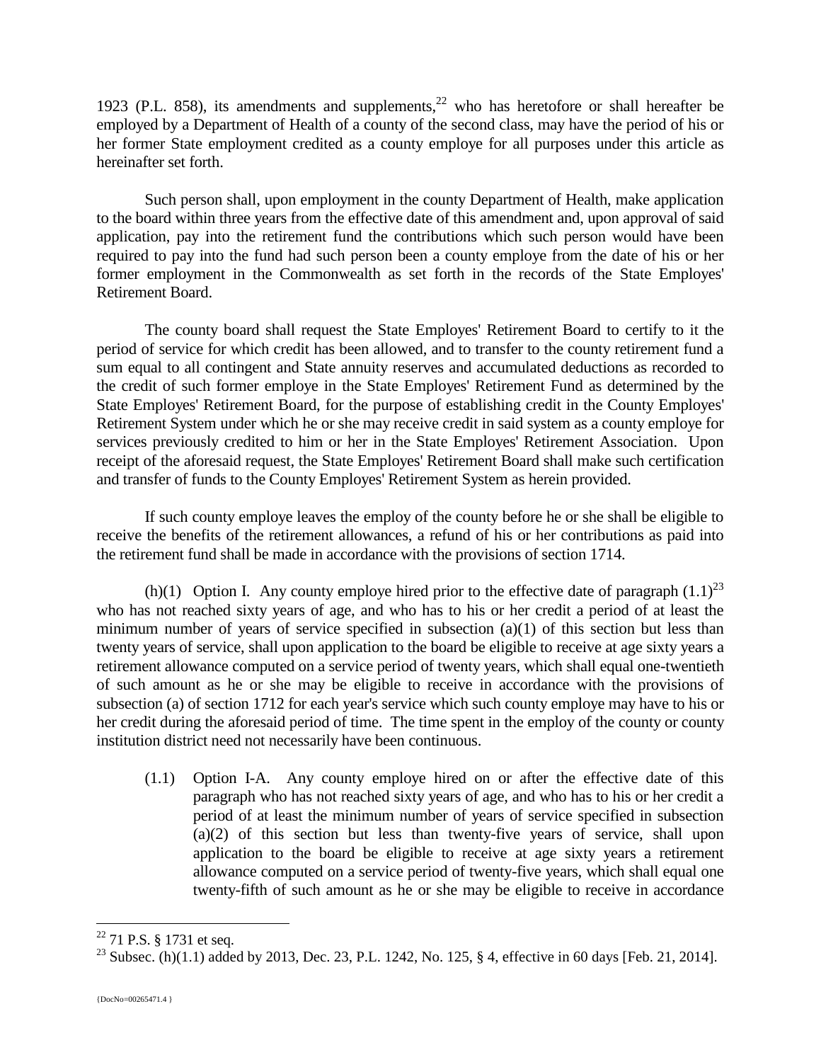1923 (P.L. 858), its amendments and supplements,[22] who has heretofore or shall hereafter be employed by a Department of Health of a county of the second class, may have the period of his or her former State employment credited as a county employe for all purposes under this article as hereinafter set forth.

Such person shall, upon employment in the county Department of Health, make application to the board within three years from the effective date of this amendment and, upon approval of said application, pay into the retirement fund the contributions which such person would have been required to pay into the fund had such person been a county employe from the date of his or her former employment in the Commonwealth as set forth in the records of the State Employes' Retirement Board.

The county board shall request the State Employes' Retirement Board to certify to it the period of service for which credit has been allowed, and to transfer to the county retirement fund a sum equal to all contingent and State annuity reserves and accumulated deductions as recorded to the credit of such former employe in the State Employes' Retirement Fund as determined by the State Employes' Retirement Board, for the purpose of establishing credit in the County Employes' Retirement System under which he or she may receive credit in said system as a county employe for services previously credited to him or her in the State Employes' Retirement Association. Upon receipt of the aforesaid request, the State Employes' Retirement Board shall make such certification and transfer of funds to the County Employes' Retirement System as herein provided.

If such county employe leaves the employ of the county before he or she shall be eligible to receive the benefits of the retirement allowances, a refund of his or her contributions as paid into the retirement fund shall be made in accordance with the provisions of section 1714.

(h)(1) Option I. Any county employe hired prior to the effective date of paragraph (1.1)[23] who has not reached sixty years of age, and who has to his or her credit a period of at least the minimum number of years of service specified in subsection (a)(1) of this section but less than twenty years of service, shall upon application to the board be eligible to receive at age sixty years a retirement allowance computed on a service period of twenty years, which shall equal one-twentieth of such amount as he or she may be eligible to receive in accordance with the provisions of subsection (a) of section 1712 for each year's service which such county employe may have to his or her credit during the aforesaid period of time. The time spent in the employ of the county or county institution district need not necessarily have been continuous.

(1.1) Option I-A. Any county employe hired on or after the effective date of this paragraph who has not reached sixty years of age, and who has to his or her credit a period of at least the minimum number of years of service specified in subsection (a)(2) of this section but less than twenty-five years of service, shall upon application to the board be eligible to receive at age sixty years a retirement allowance computed on a service period of twenty-five years, which shall equal one twenty-fifth of such amount as he or she may be eligible to receive in accordance

---

[22] 71 P.S. § 1731 et seq.

[23] Subsec. (h)(1.1) added by 2013, Dec. 23, P.L. 1242, No. 125, § 4, effective in 60 days [Feb. 21, 2014].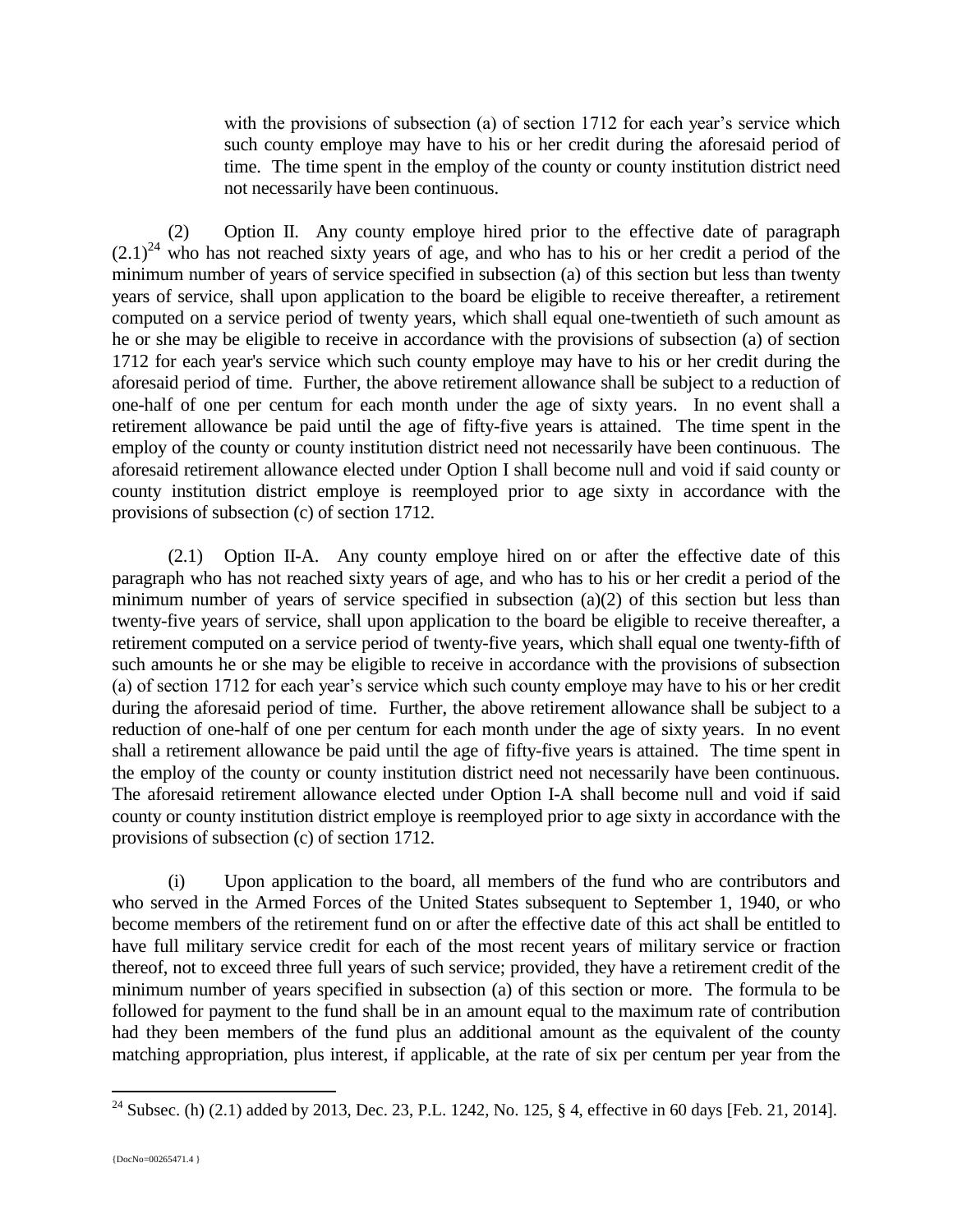with the provisions of subsection (a) of section 1712 for each year's service which such county employe may have to his or her credit during the aforesaid period of time. The time spent in the employ of the county or county institution district need not necessarily have been continuous.

(2) Option II. Any county employe hired prior to the effective date of paragraph (2.1)[24] who has not reached sixty years of age, and who has to his or her credit a period of the minimum number of years of service specified in subsection (a) of this section but less than twenty years of service, shall upon application to the board be eligible to receive thereafter, a retirement computed on a service period of twenty years, which shall equal one-twentieth of such amount as he or she may be eligible to receive in accordance with the provisions of subsection (a) of section 1712 for each year's service which such county employe may have to his or her credit during the aforesaid period of time. Further, the above retirement allowance shall be subject to a reduction of one-half of one per centum for each month under the age of sixty years. In no event shall a retirement allowance be paid until the age of fifty-five years is attained. The time spent in the employ of the county or county institution district need not necessarily have been continuous. The aforesaid retirement allowance elected under Option I shall become null and void if said county or county institution district employe is reemployed prior to age sixty in accordance with the provisions of subsection (c) of section 1712.

(2.1) Option II-A. Any county employe hired on or after the effective date of this paragraph who has not reached sixty years of age, and who has to his or her credit a period of the minimum number of years of service specified in subsection (a)(2) of this section but less than twenty-five years of service, shall upon application to the board be eligible to receive thereafter, a retirement computed on a service period of twenty-five years, which shall equal one twenty-fifth of such amounts he or she may be eligible to receive in accordance with the provisions of subsection (a) of section 1712 for each year's service which such county employe may have to his or her credit during the aforesaid period of time. Further, the above retirement allowance shall be subject to a reduction of one-half of one per centum for each month under the age of sixty years. In no event shall a retirement allowance be paid until the age of fifty-five years is attained. The time spent in the employ of the county or county institution district need not necessarily have been continuous. The aforesaid retirement allowance elected under Option I-A shall become null and void if said county or county institution district employe is reemployed prior to age sixty in accordance with the provisions of subsection (c) of section 1712.

(i) Upon application to the board, all members of the fund who are contributors and who served in the Armed Forces of the United States subsequent to September 1, 1940, or who become members of the retirement fund on or after the effective date of this act shall be entitled to have full military service credit for each of the most recent years of military service or fraction thereof, not to exceed three full years of such service; provided, they have a retirement credit of the minimum number of years specified in subsection (a) of this section or more. The formula to be followed for payment to the fund shall be in an amount equal to the maximum rate of contribution had they been members of the fund plus an additional amount as the equivalent of the county matching appropriation, plus interest, if applicable, at the rate of six per centum per year from the

[24] Subsec. (h) (2.1) added by 2013, Dec. 23, P.L. 1242, No. 125, § 4, effective in 60 days [Feb. 21, 2014].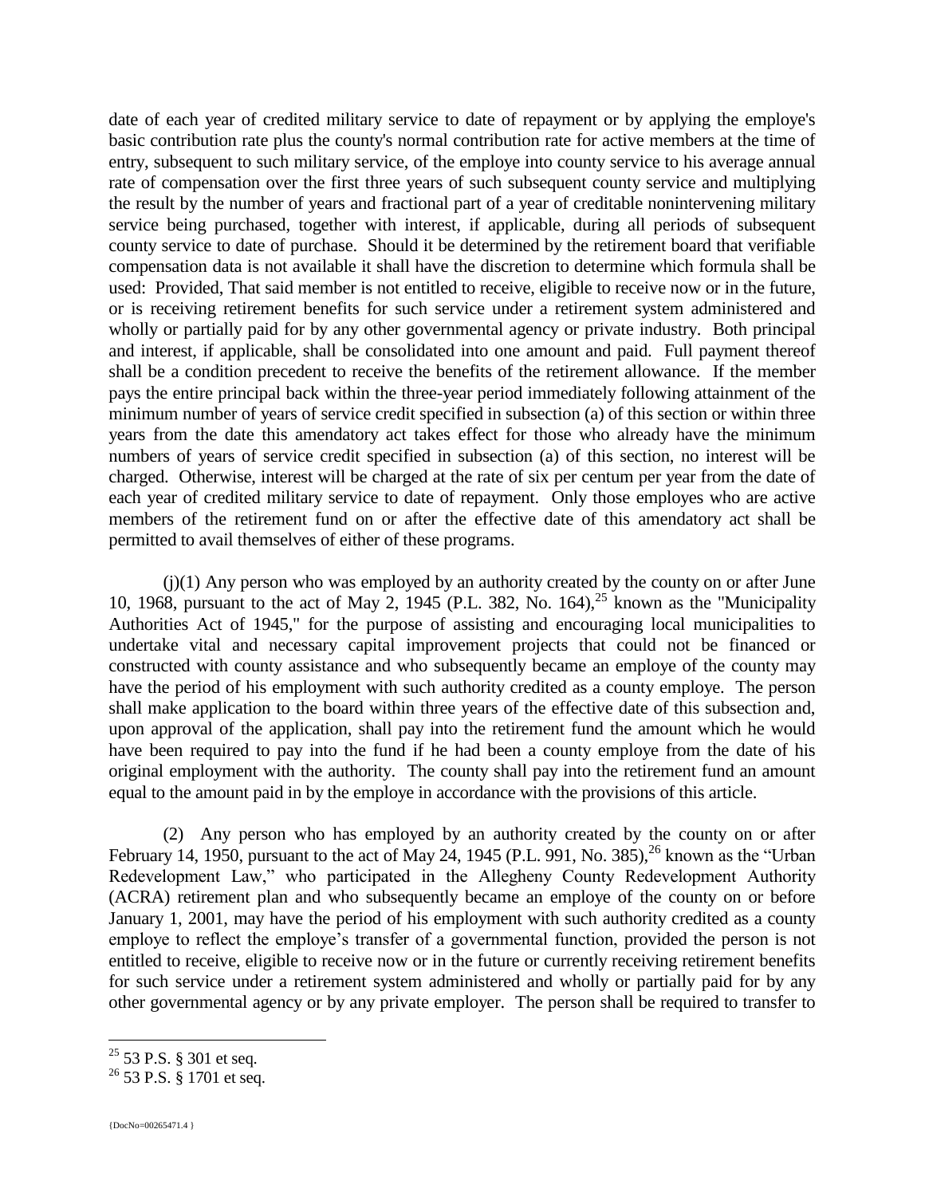date of each year of credited military service to date of repayment or by applying the employe's basic contribution rate plus the county's normal contribution rate for active members at the time of entry, subsequent to such military service, of the employe into county service to his average annual rate of compensation over the first three years of such subsequent county service and multiplying the result by the number of years and fractional part of a year of creditable nonintervening military service being purchased, together with interest, if applicable, during all periods of subsequent county service to date of purchase. Should it be determined by the retirement board that verifiable compensation data is not available it shall have the discretion to determine which formula shall be used: Provided, That said member is not entitled to receive, eligible to receive now or in the future, or is receiving retirement benefits for such service under a retirement system administered and wholly or partially paid for by any other governmental agency or private industry. Both principal and interest, if applicable, shall be consolidated into one amount and paid. Full payment thereof shall be a condition precedent to receive the benefits of the retirement allowance. If the member pays the entire principal back within the three-year period immediately following attainment of the minimum number of years of service credit specified in subsection (a) of this section or within three years from the date this amendatory act takes effect for those who already have the minimum numbers of years of service credit specified in subsection (a) of this section, no interest will be charged. Otherwise, interest will be charged at the rate of six per centum per year from the date of each year of credited military service to date of repayment. Only those employes who are active members of the retirement fund on or after the effective date of this amendatory act shall be permitted to avail themselves of either of these programs.

(j)(1) Any person who was employed by an authority created by the county on or after June 10, 1968, pursuant to the act of May 2, 1945 (P.L. 382, No. 164),[25] known as the "Municipality Authorities Act of 1945," for the purpose of assisting and encouraging local municipalities to undertake vital and necessary capital improvement projects that could not be financed or constructed with county assistance and who subsequently became an employe of the county may have the period of his employment with such authority credited as a county employe. The person shall make application to the board within three years of the effective date of this subsection and, upon approval of the application, shall pay into the retirement fund the amount which he would have been required to pay into the fund if he had been a county employe from the date of his original employment with the authority. The county shall pay into the retirement fund an amount equal to the amount paid in by the employe in accordance with the provisions of this article.

(2) Any person who has employed by an authority created by the county on or after February 14, 1950, pursuant to the act of May 24, 1945 (P.L. 991, No. 385),[26] known as the "Urban Redevelopment Law," who participated in the Allegheny County Redevelopment Authority (ACRA) retirement plan and who subsequently became an employe of the county on or before January 1, 2001, may have the period of his employment with such authority credited as a county employe to reflect the employe's transfer of a governmental function, provided the person is not entitled to receive, eligible to receive now or in the future or currently receiving retirement benefits for such service under a retirement system administered and wholly or partially paid for by any other governmental agency or by any private employer. The person shall be required to transfer to

[25] 53 P.S. § 301 et seq.

[26] 53 P.S. § 1701 et seq.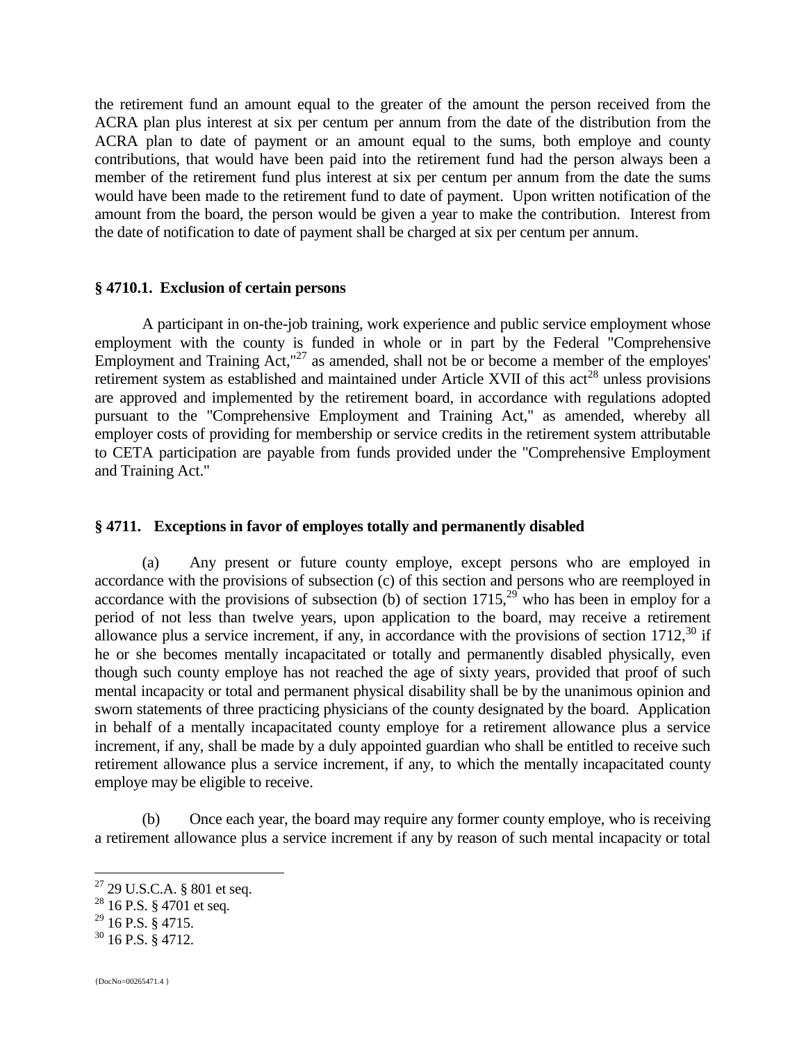the retirement fund an amount equal to the greater of the amount the person received from the ACRA plan plus interest at six per centum per annum from the date of the distribution from the ACRA plan to date of payment or an amount equal to the sums, both employe and county contributions, that would have been paid into the retirement fund had the person always been a member of the retirement fund plus interest at six per centum per annum from the date the sums would have been made to the retirement fund to date of payment. Upon written notification of the amount from the board, the person would be given a year to make the contribution. Interest from the date of notification to date of payment shall be charged at six per centum per annum.

### § 4710.1. Exclusion of certain persons

A participant in on-the-job training, work experience and public service employment whose employment with the county is funded in whole or in part by the Federal "Comprehensive Employment and Training Act,"[27] as amended, shall not be or become a member of the employes' retirement system as established and maintained under Article XVII of this act[28] unless provisions are approved and implemented by the retirement board, in accordance with regulations adopted pursuant to the "Comprehensive Employment and Training Act," as amended, whereby all employer costs of providing for membership or service credits in the retirement system attributable to CETA participation are payable from funds provided under the "Comprehensive Employment and Training Act."

### § 4711. Exceptions in favor of employes totally and permanently disabled

(a) Any present or future county employe, except persons who are employed in accordance with the provisions of subsection (c) of this section and persons who are reemployed in accordance with the provisions of subsection (b) of section 1715,[29] who has been in employ for a period of not less than twelve years, upon application to the board, may receive a retirement allowance plus a service increment, if any, in accordance with the provisions of section 1712,[30] if he or she becomes mentally incapacitated or totally and permanently disabled physically, even though such county employe has not reached the age of sixty years, provided that proof of such mental incapacity or total and permanent physical disability shall be by the unanimous opinion and sworn statements of three practicing physicians of the county designated by the board. Application in behalf of a mentally incapacitated county employe for a retirement allowance plus a service increment, if any, shall be made by a duly appointed guardian who shall be entitled to receive such retirement allowance plus a service increment, if any, to which the mentally incapacitated county employe may be eligible to receive.

(b) Once each year, the board may require any former county employe, who is receiving a retirement allowance plus a service increment if any by reason of such mental incapacity or total

---

[27] 29 U.S.C.A. § 801 et seq.

[28] 16 P.S. § 4701 et seq.

[29] 16 P.S. § 4715.

[30] 16 P.S. § 4712.

{DocNo=00265471.4 }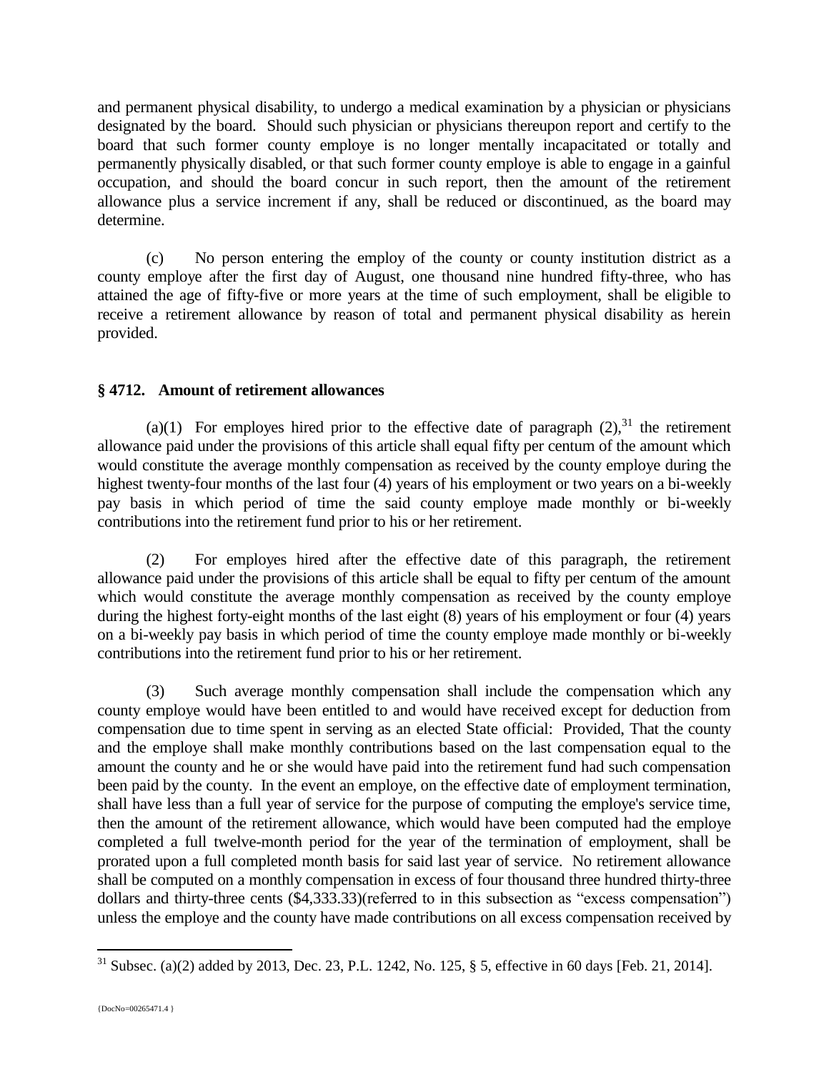and permanent physical disability, to undergo a medical examination by a physician or physicians designated by the board. Should such physician or physicians thereupon report and certify to the board that such former county employe is no longer mentally incapacitated or totally and permanently physically disabled, or that such former county employe is able to engage in a gainful occupation, and should the board concur in such report, then the amount of the retirement allowance plus a service increment if any, shall be reduced or discontinued, as the board may determine.

(c) No person entering the employ of the county or county institution district as a county employe after the first day of August, one thousand nine hundred fifty-three, who has attained the age of fifty-five or more years at the time of such employment, shall be eligible to receive a retirement allowance by reason of total and permanent physical disability as herein provided.

### § 4712. Amount of retirement allowances

(a)(1) For employes hired prior to the effective date of paragraph (2),[31] the retirement allowance paid under the provisions of this article shall equal fifty per centum of the amount which would constitute the average monthly compensation as received by the county employe during the highest twenty-four months of the last four (4) years of his employment or two years on a bi-weekly pay basis in which period of time the said county employe made monthly or bi-weekly contributions into the retirement fund prior to his or her retirement.

(2) For employes hired after the effective date of this paragraph, the retirement allowance paid under the provisions of this article shall be equal to fifty per centum of the amount which would constitute the average monthly compensation as received by the county employe during the highest forty-eight months of the last eight (8) years of his employment or four (4) years on a bi-weekly pay basis in which period of time the county employe made monthly or bi-weekly contributions into the retirement fund prior to his or her retirement.

(3) Such average monthly compensation shall include the compensation which any county employe would have been entitled to and would have received except for deduction from compensation due to time spent in serving as an elected State official: Provided, That the county and the employe shall make monthly contributions based on the last compensation equal to the amount the county and he or she would have paid into the retirement fund had such compensation been paid by the county. In the event an employe, on the effective date of employment termination, shall have less than a full year of service for the purpose of computing the employe's service time, then the amount of the retirement allowance, which would have been computed had the employe completed a full twelve-month period for the year of the termination of employment, shall be prorated upon a full completed month basis for said last year of service. No retirement allowance shall be computed on a monthly compensation in excess of four thousand three hundred thirty-three dollars and thirty-three cents ($4,333.33)(referred to in this subsection as "excess compensation") unless the employe and the county have made contributions on all excess compensation received by

[31] Subsec. (a)(2) added by 2013, Dec. 23, P.L. 1242, No. 125, § 5, effective in 60 days [Feb. 21, 2014].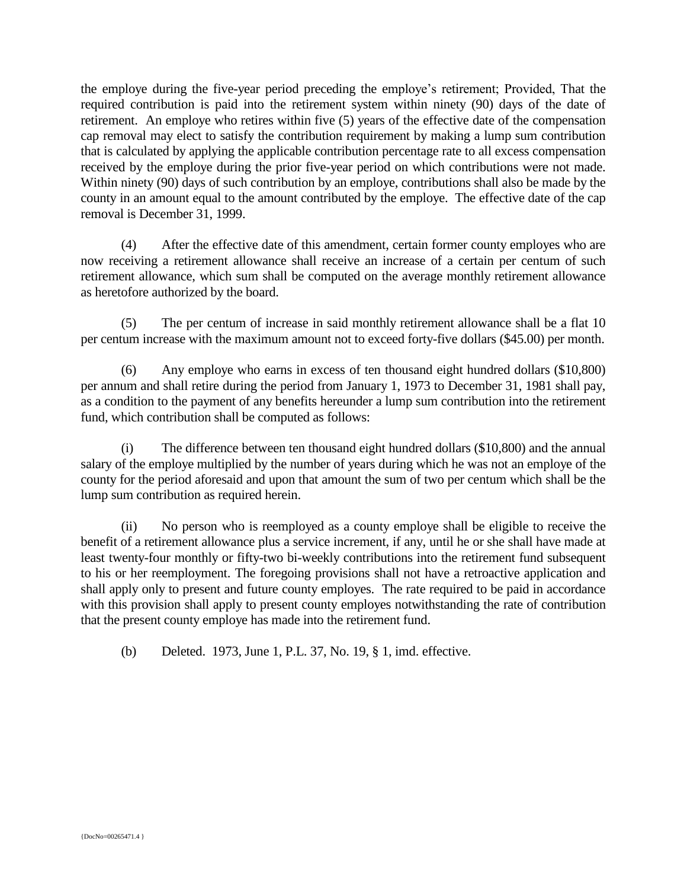the employe during the five-year period preceding the employe's retirement; Provided, That the required contribution is paid into the retirement system within ninety (90) days of the date of retirement. An employe who retires within five (5) years of the effective date of the compensation cap removal may elect to satisfy the contribution requirement by making a lump sum contribution that is calculated by applying the applicable contribution percentage rate to all excess compensation received by the employe during the prior five-year period on which contributions were not made. Within ninety (90) days of such contribution by an employe, contributions shall also be made by the county in an amount equal to the amount contributed by the employe. The effective date of the cap removal is December 31, 1999.

(4) After the effective date of this amendment, certain former county employes who are now receiving a retirement allowance shall receive an increase of a certain per centum of such retirement allowance, which sum shall be computed on the average monthly retirement allowance as heretofore authorized by the board.

(5) The per centum of increase in said monthly retirement allowance shall be a flat 10 per centum increase with the maximum amount not to exceed forty-five dollars ($45.00) per month.

(6) Any employe who earns in excess of ten thousand eight hundred dollars ($10,800) per annum and shall retire during the period from January 1, 1973 to December 31, 1981 shall pay, as a condition to the payment of any benefits hereunder a lump sum contribution into the retirement fund, which contribution shall be computed as follows:

(i) The difference between ten thousand eight hundred dollars ($10,800) and the annual salary of the employe multiplied by the number of years during which he was not an employe of the county for the period aforesaid and upon that amount the sum of two per centum which shall be the lump sum contribution as required herein.

(ii) No person who is reemployed as a county employe shall be eligible to receive the benefit of a retirement allowance plus a service increment, if any, until he or she shall have made at least twenty-four monthly or fifty-two bi-weekly contributions into the retirement fund subsequent to his or her reemployment. The foregoing provisions shall not have a retroactive application and shall apply only to present and future county employes. The rate required to be paid in accordance with this provision shall apply to present county employes notwithstanding the rate of contribution that the present county employe has made into the retirement fund.

(b) Deleted. 1973, June 1, P.L. 37, No. 19, § 1, imd. effective.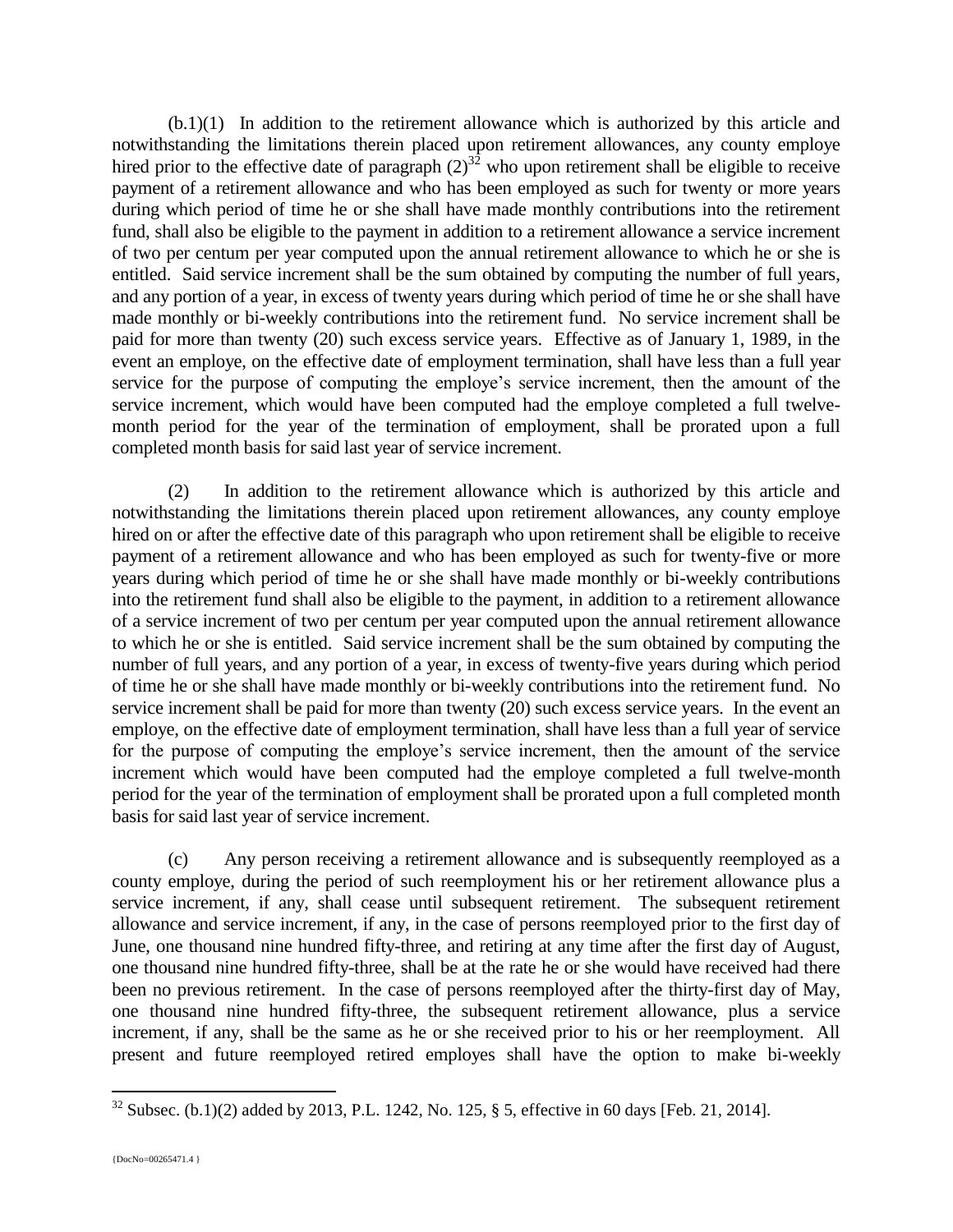(b.1)(1) In addition to the retirement allowance which is authorized by this article and notwithstanding the limitations therein placed upon retirement allowances, any county employe hired prior to the effective date of paragraph (2)[32] who upon retirement shall be eligible to receive payment of a retirement allowance and who has been employed as such for twenty or more years during which period of time he or she shall have made monthly contributions into the retirement fund, shall also be eligible to the payment in addition to a retirement allowance a service increment of two per centum per year computed upon the annual retirement allowance to which he or she is entitled. Said service increment shall be the sum obtained by computing the number of full years, and any portion of a year, in excess of twenty years during which period of time he or she shall have made monthly or bi-weekly contributions into the retirement fund. No service increment shall be paid for more than twenty (20) such excess service years. Effective as of January 1, 1989, in the event an employe, on the effective date of employment termination, shall have less than a full year service for the purpose of computing the employe's service increment, then the amount of the service increment, which would have been computed had the employe completed a full twelve-month period for the year of the termination of employment, shall be prorated upon a full completed month basis for said last year of service increment.

(2) In addition to the retirement allowance which is authorized by this article and notwithstanding the limitations therein placed upon retirement allowances, any county employe hired on or after the effective date of this paragraph who upon retirement shall be eligible to receive payment of a retirement allowance and who has been employed as such for twenty-five or more years during which period of time he or she shall have made monthly or bi-weekly contributions into the retirement fund shall also be eligible to the payment, in addition to a retirement allowance of a service increment of two per centum per year computed upon the annual retirement allowance to which he or she is entitled. Said service increment shall be the sum obtained by computing the number of full years, and any portion of a year, in excess of twenty-five years during which period of time he or she shall have made monthly or bi-weekly contributions into the retirement fund. No service increment shall be paid for more than twenty (20) such excess service years. In the event an employe, on the effective date of employment termination, shall have less than a full year of service for the purpose of computing the employe's service increment, then the amount of the service increment which would have been computed had the employe completed a full twelve-month period for the year of the termination of employment shall be prorated upon a full completed month basis for said last year of service increment.

(c) Any person receiving a retirement allowance and is subsequently reemployed as a county employe, during the period of such reemployment his or her retirement allowance plus a service increment, if any, shall cease until subsequent retirement. The subsequent retirement allowance and service increment, if any, in the case of persons reemployed prior to the first day of June, one thousand nine hundred fifty-three, and retiring at any time after the first day of August, one thousand nine hundred fifty-three, shall be at the rate he or she would have received had there been no previous retirement. In the case of persons reemployed after the thirty-first day of May, one thousand nine hundred fifty-three, the subsequent retirement allowance, plus a service increment, if any, shall be the same as he or she received prior to his or her reemployment. All present and future reemployed retired employes shall have the option to make bi-weekly

[32] Subsec. (b.1)(2) added by 2013, P.L. 1242, No. 125, § 5, effective in 60 days [Feb. 21, 2014].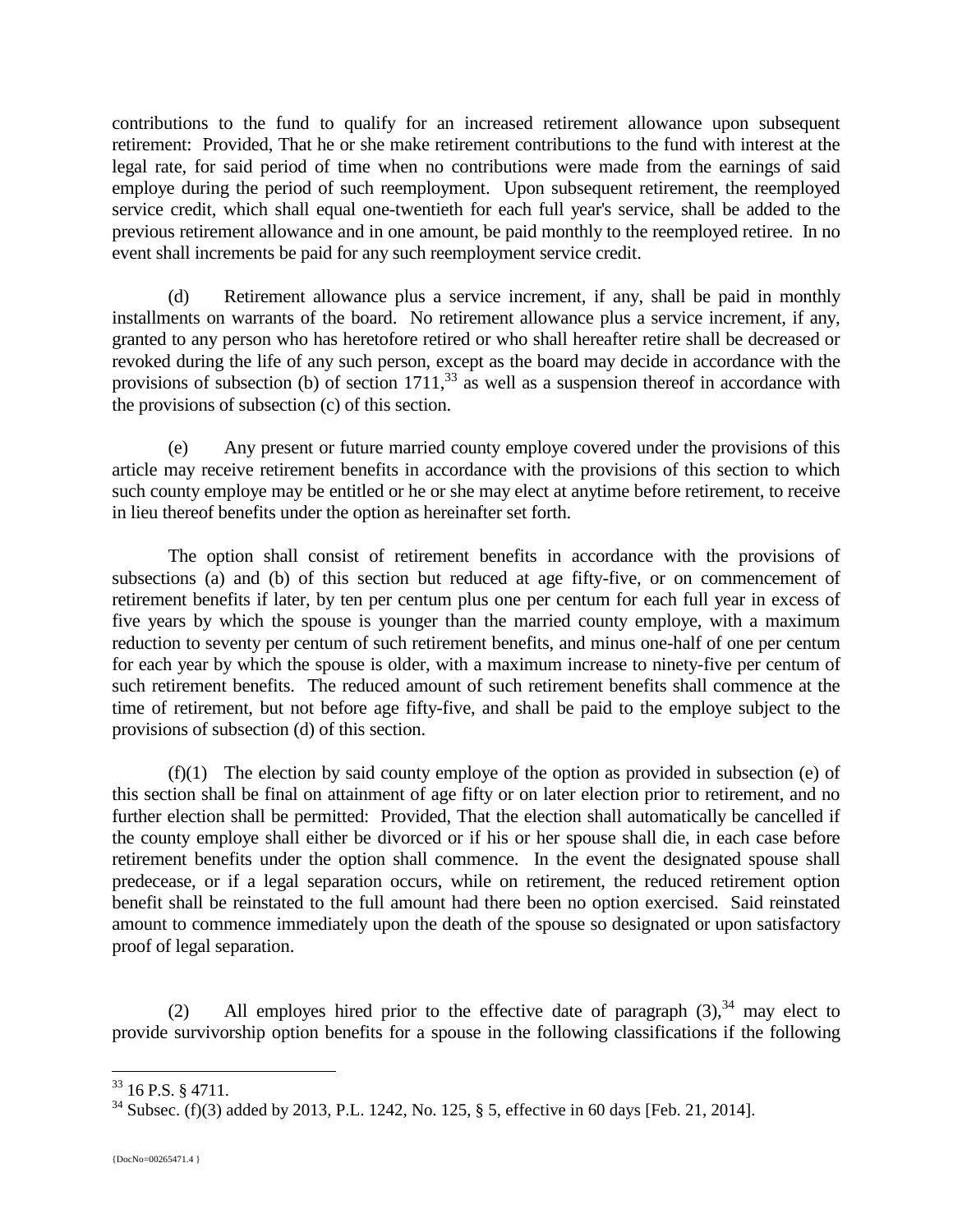contributions to the fund to qualify for an increased retirement allowance upon subsequent retirement: Provided, That he or she make retirement contributions to the fund with interest at the legal rate, for said period of time when no contributions were made from the earnings of said employe during the period of such reemployment. Upon subsequent retirement, the reemployed service credit, which shall equal one-twentieth for each full year's service, shall be added to the previous retirement allowance and in one amount, be paid monthly to the reemployed retiree. In no event shall increments be paid for any such reemployment service credit.

(d) Retirement allowance plus a service increment, if any, shall be paid in monthly installments on warrants of the board. No retirement allowance plus a service increment, if any, granted to any person who has heretofore retired or who shall hereafter retire shall be decreased or revoked during the life of any such person, except as the board may decide in accordance with the provisions of subsection (b) of section 1711,[33] as well as a suspension thereof in accordance with the provisions of subsection (c) of this section.

(e) Any present or future married county employe covered under the provisions of this article may receive retirement benefits in accordance with the provisions of this section to which such county employe may be entitled or he or she may elect at anytime before retirement, to receive in lieu thereof benefits under the option as hereinafter set forth.

The option shall consist of retirement benefits in accordance with the provisions of subsections (a) and (b) of this section but reduced at age fifty-five, or on commencement of retirement benefits if later, by ten per centum plus one per centum for each full year in excess of five years by which the spouse is younger than the married county employe, with a maximum reduction to seventy per centum of such retirement benefits, and minus one-half of one per centum for each year by which the spouse is older, with a maximum increase to ninety-five per centum of such retirement benefits. The reduced amount of such retirement benefits shall commence at the time of retirement, but not before age fifty-five, and shall be paid to the employe subject to the provisions of subsection (d) of this section.

(f)(1) The election by said county employe of the option as provided in subsection (e) of this section shall be final on attainment of age fifty or on later election prior to retirement, and no further election shall be permitted: Provided, That the election shall automatically be cancelled if the county employe shall either be divorced or if his or her spouse shall die, in each case before retirement benefits under the option shall commence. In the event the designated spouse shall predecease, or if a legal separation occurs, while on retirement, the reduced retirement option benefit shall be reinstated to the full amount had there been no option exercised. Said reinstated amount to commence immediately upon the death of the spouse so designated or upon satisfactory proof of legal separation.

(2) All employes hired prior to the effective date of paragraph (3),[34] may elect to provide survivorship option benefits for a spouse in the following classifications if the following

---

[33] 16 P.S. § 4711.

[34] Subsec. (f)(3) added by 2013, P.L. 1242, No. 125, § 5, effective in 60 days [Feb. 21, 2014].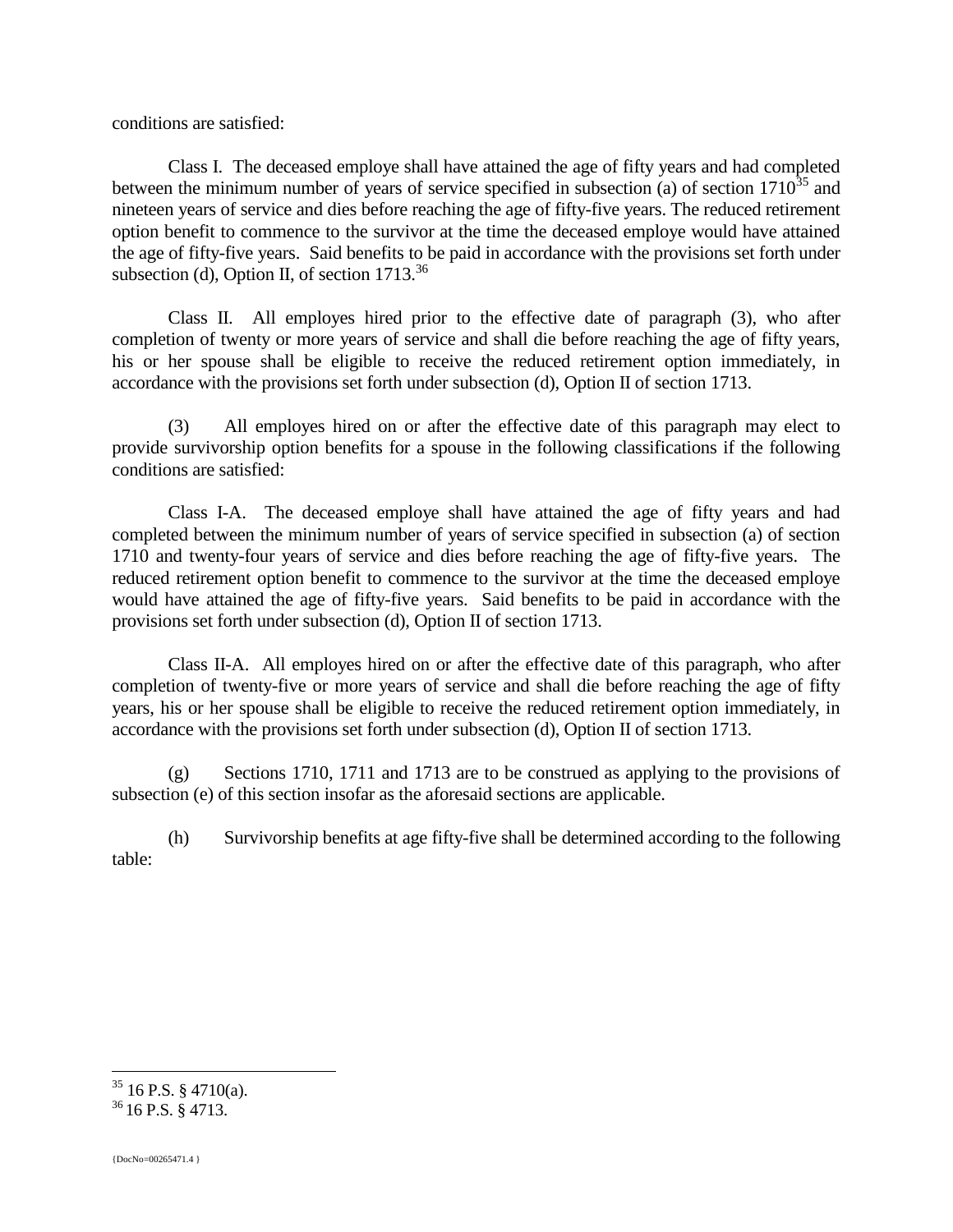conditions are satisfied:

Class I. The deceased employe shall have attained the age of fifty years and had completed between the minimum number of years of service specified in subsection (a) of section 1710[35] and nineteen years of service and dies before reaching the age of fifty-five years. The reduced retirement option benefit to commence to the survivor at the time the deceased employe would have attained the age of fifty-five years. Said benefits to be paid in accordance with the provisions set forth under subsection (d), Option II, of section 1713.[36]

Class II. All employes hired prior to the effective date of paragraph (3), who after completion of twenty or more years of service and shall die before reaching the age of fifty years, his or her spouse shall be eligible to receive the reduced retirement option immediately, in accordance with the provisions set forth under subsection (d), Option II of section 1713.

(3) All employes hired on or after the effective date of this paragraph may elect to provide survivorship option benefits for a spouse in the following classifications if the following conditions are satisfied:

Class I-A. The deceased employe shall have attained the age of fifty years and had completed between the minimum number of years of service specified in subsection (a) of section 1710 and twenty-four years of service and dies before reaching the age of fifty-five years. The reduced retirement option benefit to commence to the survivor at the time the deceased employe would have attained the age of fifty-five years. Said benefits to be paid in accordance with the provisions set forth under subsection (d), Option II of section 1713.

Class II-A. All employes hired on or after the effective date of this paragraph, who after completion of twenty-five or more years of service and shall die before reaching the age of fifty years, his or her spouse shall be eligible to receive the reduced retirement option immediately, in accordance with the provisions set forth under subsection (d), Option II of section 1713.

(g) Sections 1710, 1711 and 1713 are to be construed as applying to the provisions of subsection (e) of this section insofar as the aforesaid sections are applicable.

(h) Survivorship benefits at age fifty-five shall be determined according to the following table:

---

[35] 16 P.S. § 4710(a).

[36] 16 P.S. § 4713.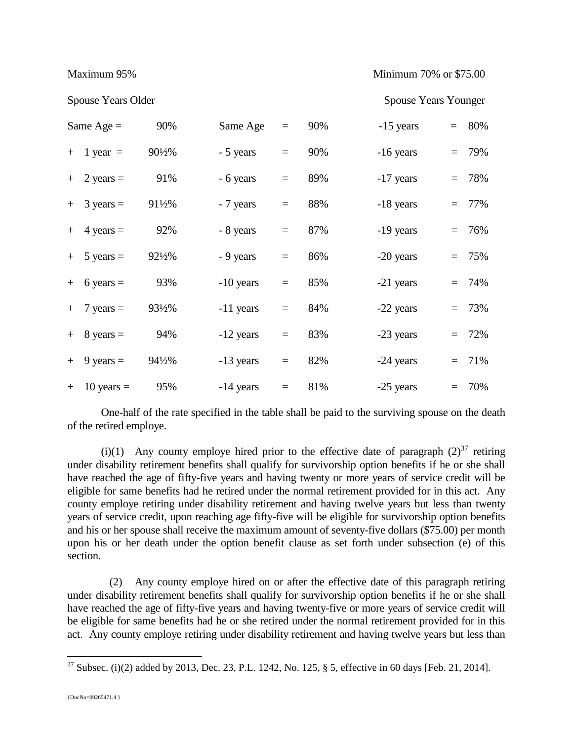Maximum 95% Minimum 70% or $75.00

Spouse Years Older Spouse Years Younger

| Spouse Years Older | | Spouse Years Younger | | | |
|---|---|---|---|---|---|
| Same Age = | 90% | Same Age = | 90% | -15 years = | 80% |
| + 1 year = | 90½% | - 5 years = | 90% | -16 years = | 79% |
| + 2 years = | 91% | - 6 years = | 89% | -17 years = | 78% |
| + 3 years = | 91½% | - 7 years = | 88% | -18 years = | 77% |
| + 4 years = | 92% | - 8 years = | 87% | -19 years = | 76% |
| + 5 years = | 92½% | - 9 years = | 86% | -20 years = | 75% |
| + 6 years = | 93% | -10 years = | 85% | -21 years = | 74% |
| + 7 years = | 93½% | -11 years = | 84% | -22 years = | 73% |
| + 8 years = | 94% | -12 years = | 83% | -23 years = | 72% |
| + 9 years = | 94½% | -13 years = | 82% | -24 years = | 71% |
| + 10 years = | 95% | -14 years = | 81% | -25 years = | 70% |

One-half of the rate specified in the table shall be paid to the surviving spouse on the death of the retired employe.

(i)(1) Any county employe hired prior to the effective date of paragraph (2)[37] retiring under disability retirement benefits shall qualify for survivorship option benefits if he or she shall have reached the age of fifty-five years and having twenty or more years of service credit will be eligible for same benefits had he retired under the normal retirement provided for in this act. Any county employe retiring under disability retirement and having twelve years but less than twenty years of service credit, upon reaching age fifty-five will be eligible for survivorship option benefits and his or her spouse shall receive the maximum amount of seventy-five dollars ($75.00) per month upon his or her death under the option benefit clause as set forth under subsection (e) of this section.

(2) Any county employe hired on or after the effective date of this paragraph retiring under disability retirement benefits shall qualify for survivorship option benefits if he or she shall have reached the age of fifty-five years and having twenty-five or more years of service credit will be eligible for same benefits had he or she retired under the normal retirement provided for in this act. Any county employe retiring under disability retirement and having twelve years but less than

[37] Subsec. (i)(2) added by 2013, Dec. 23, P.L. 1242, No. 125, § 5, effective in 60 days [Feb. 21, 2014].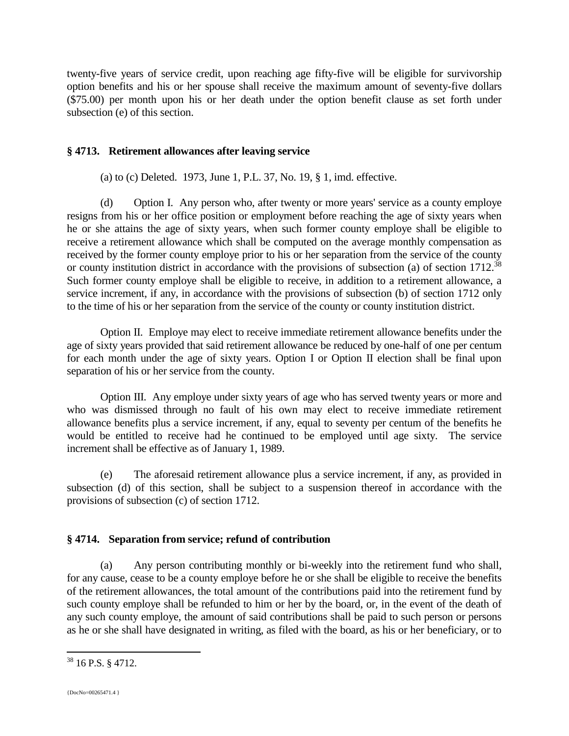twenty-five years of service credit, upon reaching age fifty-five will be eligible for survivorship option benefits and his or her spouse shall receive the maximum amount of seventy-five dollars ($75.00) per month upon his or her death under the option benefit clause as set forth under subsection (e) of this section.

### § 4713. Retirement allowances after leaving service

(a) to (c) Deleted. 1973, June 1, P.L. 37, No. 19, § 1, imd. effective.

(d) Option I. Any person who, after twenty or more years' service as a county employe resigns from his or her office position or employment before reaching the age of sixty years when he or she attains the age of sixty years, when such former county employe shall be eligible to receive a retirement allowance which shall be computed on the average monthly compensation as received by the former county employe prior to his or her separation from the service of the county or county institution district in accordance with the provisions of subsection (a) of section 1712.[38] Such former county employe shall be eligible to receive, in addition to a retirement allowance, a service increment, if any, in accordance with the provisions of subsection (b) of section 1712 only to the time of his or her separation from the service of the county or county institution district.

Option II. Employe may elect to receive immediate retirement allowance benefits under the age of sixty years provided that said retirement allowance be reduced by one-half of one per centum for each month under the age of sixty years. Option I or Option II election shall be final upon separation of his or her service from the county.

Option III. Any employe under sixty years of age who has served twenty years or more and who was dismissed through no fault of his own may elect to receive immediate retirement allowance benefits plus a service increment, if any, equal to seventy per centum of the benefits he would be entitled to receive had he continued to be employed until age sixty. The service increment shall be effective as of January 1, 1989.

(e) The aforesaid retirement allowance plus a service increment, if any, as provided in subsection (d) of this section, shall be subject to a suspension thereof in accordance with the provisions of subsection (c) of section 1712.

### § 4714. Separation from service; refund of contribution

(a) Any person contributing monthly or bi-weekly into the retirement fund who shall, for any cause, cease to be a county employe before he or she shall be eligible to receive the benefits of the retirement allowances, the total amount of the contributions paid into the retirement fund by such county employe shall be refunded to him or her by the board, or, in the event of the death of any such county employe, the amount of said contributions shall be paid to such person or persons as he or she shall have designated in writing, as filed with the board, as his or her beneficiary, or to

[38] 16 P.S. § 4712.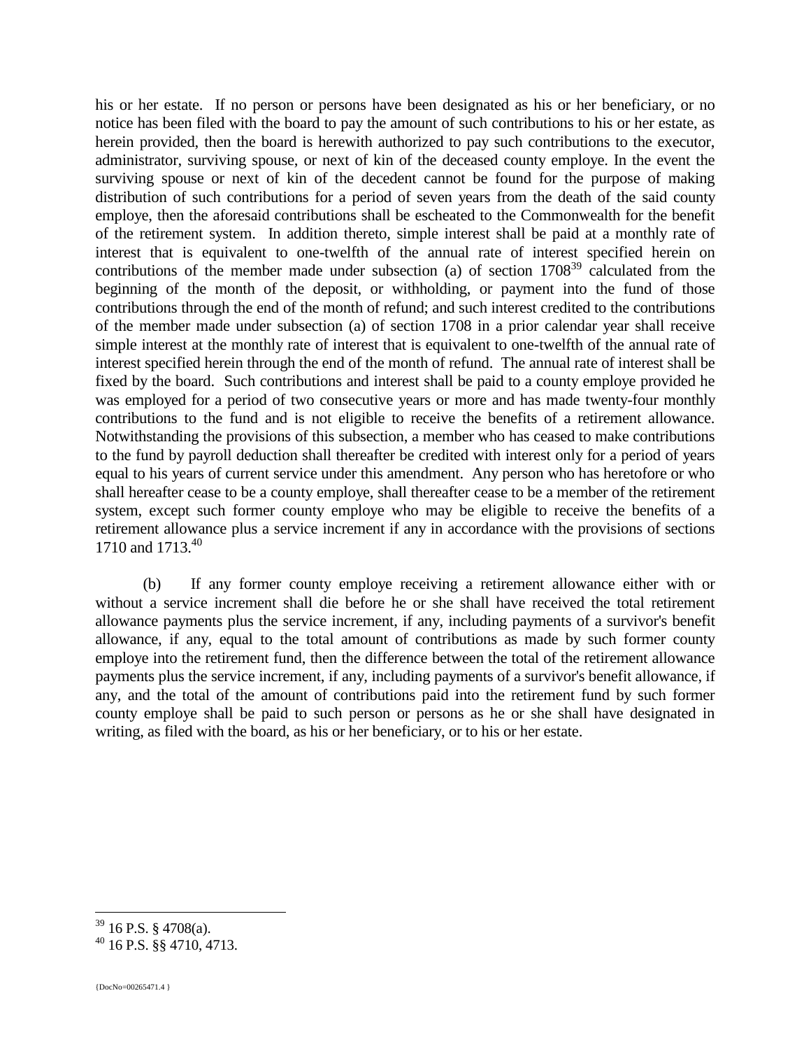his or her estate. If no person or persons have been designated as his or her beneficiary, or no notice has been filed with the board to pay the amount of such contributions to his or her estate, as herein provided, then the board is herewith authorized to pay such contributions to the executor, administrator, surviving spouse, or next of kin of the deceased county employe. In the event the surviving spouse or next of kin of the decedent cannot be found for the purpose of making distribution of such contributions for a period of seven years from the death of the said county employe, then the aforesaid contributions shall be escheated to the Commonwealth for the benefit of the retirement system. In addition thereto, simple interest shall be paid at a monthly rate of interest that is equivalent to one-twelfth of the annual rate of interest specified herein on contributions of the member made under subsection (a) of section 1708[39] calculated from the beginning of the month of the deposit, or withholding, or payment into the fund of those contributions through the end of the month of refund; and such interest credited to the contributions of the member made under subsection (a) of section 1708 in a prior calendar year shall receive simple interest at the monthly rate of interest that is equivalent to one-twelfth of the annual rate of interest specified herein through the end of the month of refund. The annual rate of interest shall be fixed by the board. Such contributions and interest shall be paid to a county employe provided he was employed for a period of two consecutive years or more and has made twenty-four monthly contributions to the fund and is not eligible to receive the benefits of a retirement allowance. Notwithstanding the provisions of this subsection, a member who has ceased to make contributions to the fund by payroll deduction shall thereafter be credited with interest only for a period of years equal to his years of current service under this amendment. Any person who has heretofore or who shall hereafter cease to be a county employe, shall thereafter cease to be a member of the retirement system, except such former county employe who may be eligible to receive the benefits of a retirement allowance plus a service increment if any in accordance with the provisions of sections 1710 and 1713.[40]

(b) If any former county employe receiving a retirement allowance either with or without a service increment shall die before he or she shall have received the total retirement allowance payments plus the service increment, if any, including payments of a survivor's benefit allowance, if any, equal to the total amount of contributions as made by such former county employe into the retirement fund, then the difference between the total of the retirement allowance payments plus the service increment, if any, including payments of a survivor's benefit allowance, if any, and the total of the amount of contributions paid into the retirement fund by such former county employe shall be paid to such person or persons as he or she shall have designated in writing, as filed with the board, as his or her beneficiary, or to his or her estate.

[39] 16 P.S. § 4708(a).

[40] 16 P.S. §§ 4710, 4713.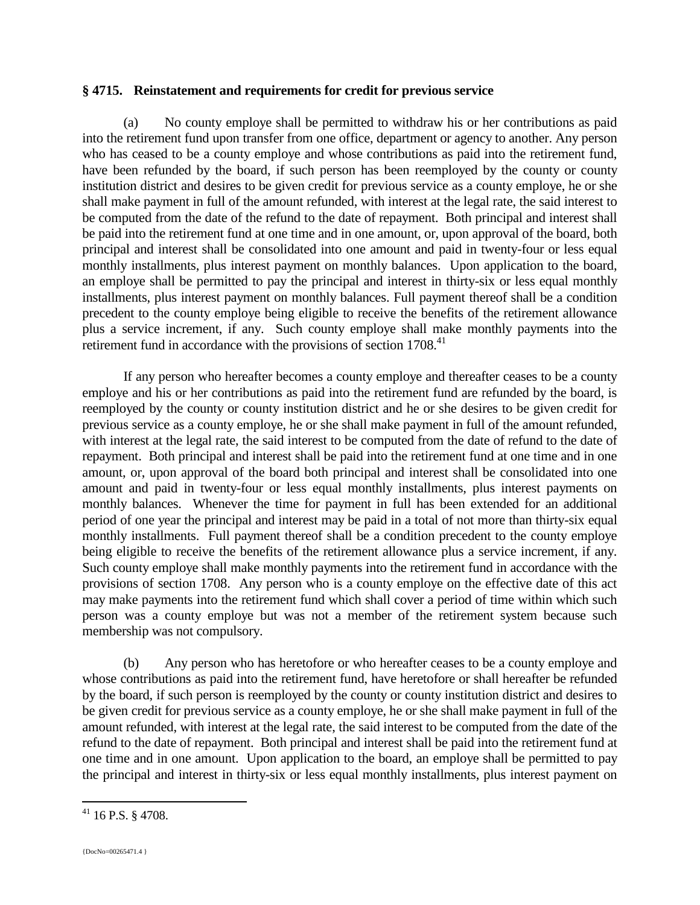**§ 4715. Reinstatement and requirements for credit for previous service**

(a) No county employe shall be permitted to withdraw his or her contributions as paid into the retirement fund upon transfer from one office, department or agency to another. Any person who has ceased to be a county employe and whose contributions as paid into the retirement fund, have been refunded by the board, if such person has been reemployed by the county or county institution district and desires to be given credit for previous service as a county employe, he or she shall make payment in full of the amount refunded, with interest at the legal rate, the said interest to be computed from the date of the refund to the date of repayment. Both principal and interest shall be paid into the retirement fund at one time and in one amount, or, upon approval of the board, both principal and interest shall be consolidated into one amount and paid in twenty-four or less equal monthly installments, plus interest payment on monthly balances. Upon application to the board, an employe shall be permitted to pay the principal and interest in thirty-six or less equal monthly installments, plus interest payment on monthly balances. Full payment thereof shall be a condition precedent to the county employe being eligible to receive the benefits of the retirement allowance plus a service increment, if any. Such county employe shall make monthly payments into the retirement fund in accordance with the provisions of section 1708.[41]

If any person who hereafter becomes a county employe and thereafter ceases to be a county employe and his or her contributions as paid into the retirement fund are refunded by the board, is reemployed by the county or county institution district and he or she desires to be given credit for previous service as a county employe, he or she shall make payment in full of the amount refunded, with interest at the legal rate, the said interest to be computed from the date of refund to the date of repayment. Both principal and interest shall be paid into the retirement fund at one time and in one amount, or, upon approval of the board both principal and interest shall be consolidated into one amount and paid in twenty-four or less equal monthly installments, plus interest payments on monthly balances. Whenever the time for payment in full has been extended for an additional period of one year the principal and interest may be paid in a total of not more than thirty-six equal monthly installments. Full payment thereof shall be a condition precedent to the county employe being eligible to receive the benefits of the retirement allowance plus a service increment, if any. Such county employe shall make monthly payments into the retirement fund in accordance with the provisions of section 1708. Any person who is a county employe on the effective date of this act may make payments into the retirement fund which shall cover a period of time within which such person was a county employe but was not a member of the retirement system because such membership was not compulsory.

(b) Any person who has heretofore or who hereafter ceases to be a county employe and whose contributions as paid into the retirement fund, have heretofore or shall hereafter be refunded by the board, if such person is reemployed by the county or county institution district and desires to be given credit for previous service as a county employe, he or she shall make payment in full of the amount refunded, with interest at the legal rate, the said interest to be computed from the date of the refund to the date of repayment. Both principal and interest shall be paid into the retirement fund at one time and in one amount. Upon application to the board, an employe shall be permitted to pay the principal and interest in thirty-six or less equal monthly installments, plus interest payment on

---

[41] 16 P.S. § 4708.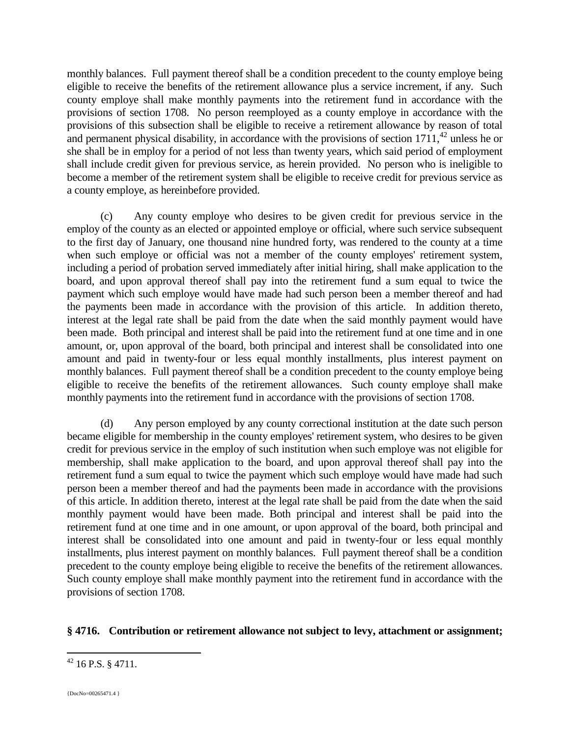monthly balances. Full payment thereof shall be a condition precedent to the county employe being eligible to receive the benefits of the retirement allowance plus a service increment, if any. Such county employe shall make monthly payments into the retirement fund in accordance with the provisions of section 1708. No person reemployed as a county employe in accordance with the provisions of this subsection shall be eligible to receive a retirement allowance by reason of total and permanent physical disability, in accordance with the provisions of section 1711,[42] unless he or she shall be in employ for a period of not less than twenty years, which said period of employment shall include credit given for previous service, as herein provided. No person who is ineligible to become a member of the retirement system shall be eligible to receive credit for previous service as a county employe, as hereinbefore provided.

(c) Any county employe who desires to be given credit for previous service in the employ of the county as an elected or appointed employe or official, where such service subsequent to the first day of January, one thousand nine hundred forty, was rendered to the county at a time when such employe or official was not a member of the county employes' retirement system, including a period of probation served immediately after initial hiring, shall make application to the board, and upon approval thereof shall pay into the retirement fund a sum equal to twice the payment which such employe would have made had such person been a member thereof and had the payments been made in accordance with the provision of this article. In addition thereto, interest at the legal rate shall be paid from the date when the said monthly payment would have been made. Both principal and interest shall be paid into the retirement fund at one time and in one amount, or, upon approval of the board, both principal and interest shall be consolidated into one amount and paid in twenty-four or less equal monthly installments, plus interest payment on monthly balances. Full payment thereof shall be a condition precedent to the county employe being eligible to receive the benefits of the retirement allowances. Such county employe shall make monthly payments into the retirement fund in accordance with the provisions of section 1708.

(d) Any person employed by any county correctional institution at the date such person became eligible for membership in the county employes' retirement system, who desires to be given credit for previous service in the employ of such institution when such employe was not eligible for membership, shall make application to the board, and upon approval thereof shall pay into the retirement fund a sum equal to twice the payment which such employe would have made had such person been a member thereof and had the payments been made in accordance with the provisions of this article. In addition thereto, interest at the legal rate shall be paid from the date when the said monthly payment would have been made. Both principal and interest shall be paid into the retirement fund at one time and in one amount, or upon approval of the board, both principal and interest shall be consolidated into one amount and paid in twenty-four or less equal monthly installments, plus interest payment on monthly balances. Full payment thereof shall be a condition precedent to the county employe being eligible to receive the benefits of the retirement allowances. Such county employe shall make monthly payment into the retirement fund in accordance with the provisions of section 1708.

**§ 4716. Contribution or retirement allowance not subject to levy, attachment or assignment;**

[42] 16 P.S. § 4711.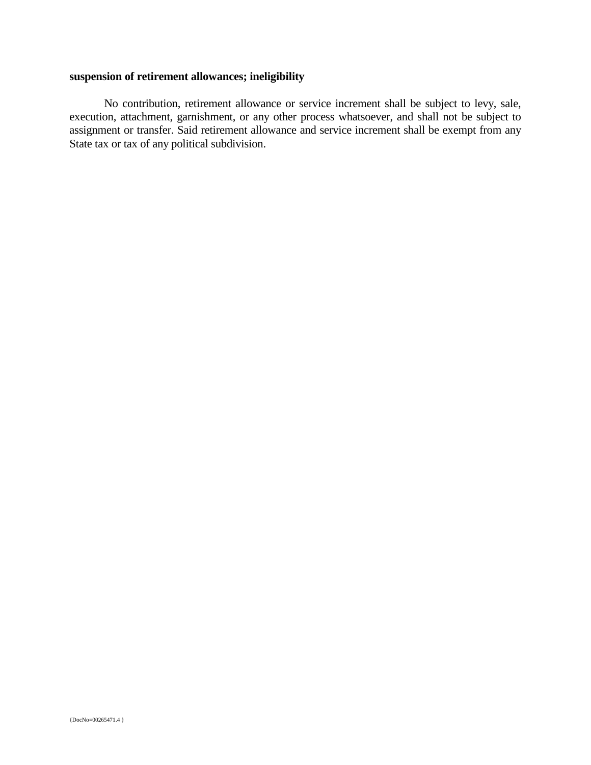**suspension of retirement allowances; ineligibility**

No contribution, retirement allowance or service increment shall be subject to levy, sale, execution, attachment, garnishment, or any other process whatsoever, and shall not be subject to assignment or transfer. Said retirement allowance and service increment shall be exempt from any State tax or tax of any political subdivision.